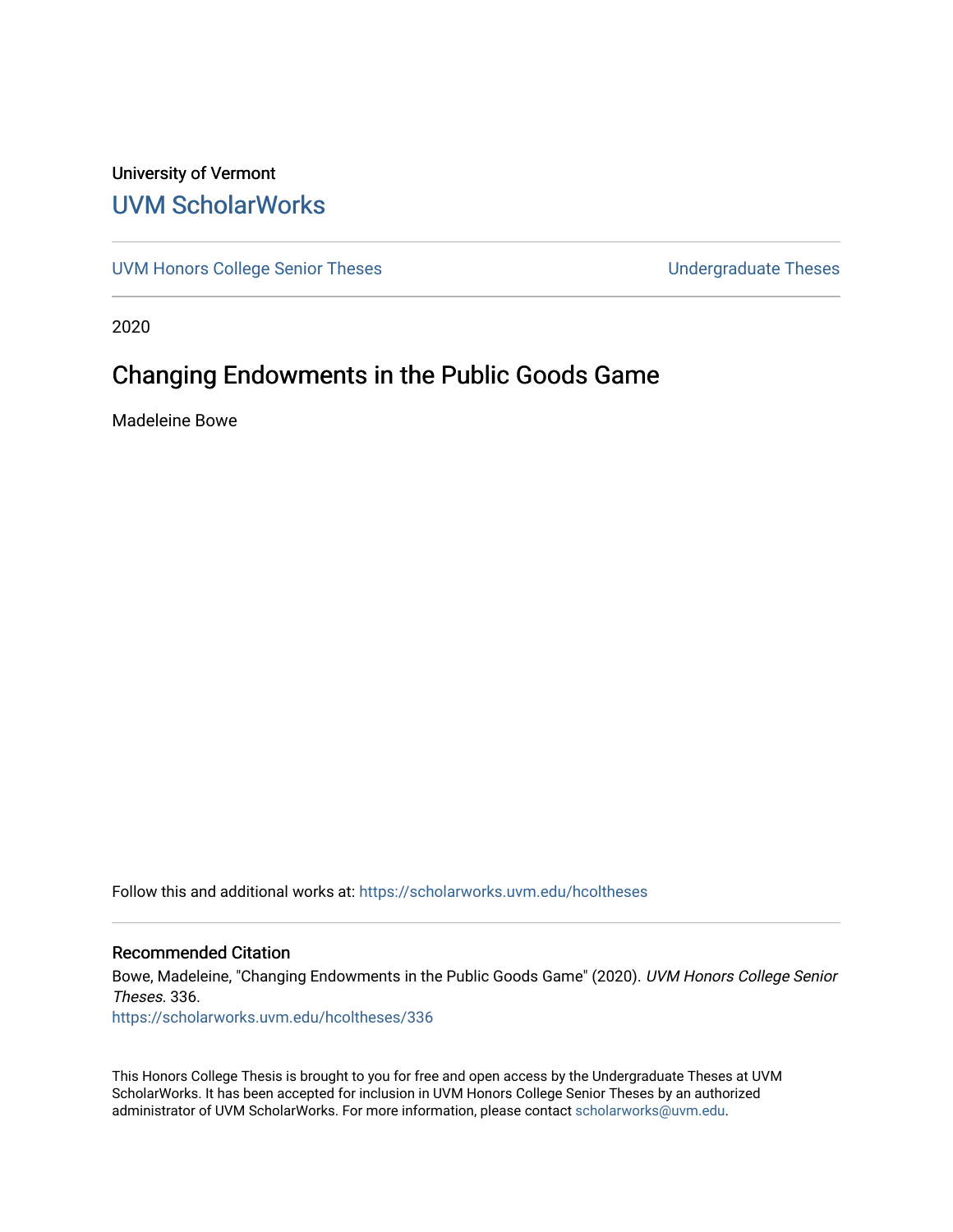University of Vermont

# UVM ScholarWorks

UVM Honors College Senior Theses | Undergraduate Theses

2020

## Changing Endowments in the Public Goods Game

Madeleine Bowe

Follow this and additional works at: https://scholarworks.uvm.edu/hcoltheses

### Recommended Citation

Bowe, Madeleine, "Changing Endowments in the Public Goods Game" (2020). *UVM Honors College Senior Theses*. 336.
https://scholarworks.uvm.edu/hcoltheses/336

This Honors College Thesis is brought to you for free and open access by the Undergraduate Theses at UVM ScholarWorks. It has been accepted for inclusion in UVM Honors College Senior Theses by an authorized administrator of UVM ScholarWorks. For more information, please contact scholarworks@uvm.edu.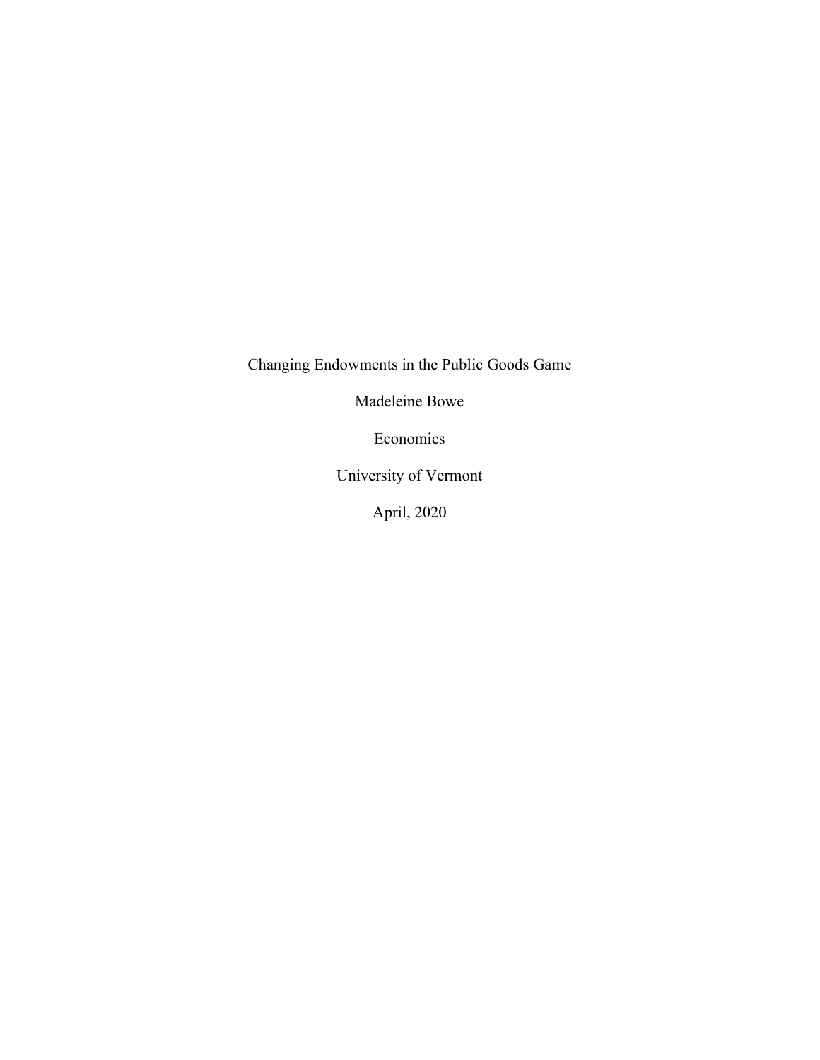Changing Endowments in the Public Goods Game

Madeleine Bowe

Economics

University of Vermont

April, 2020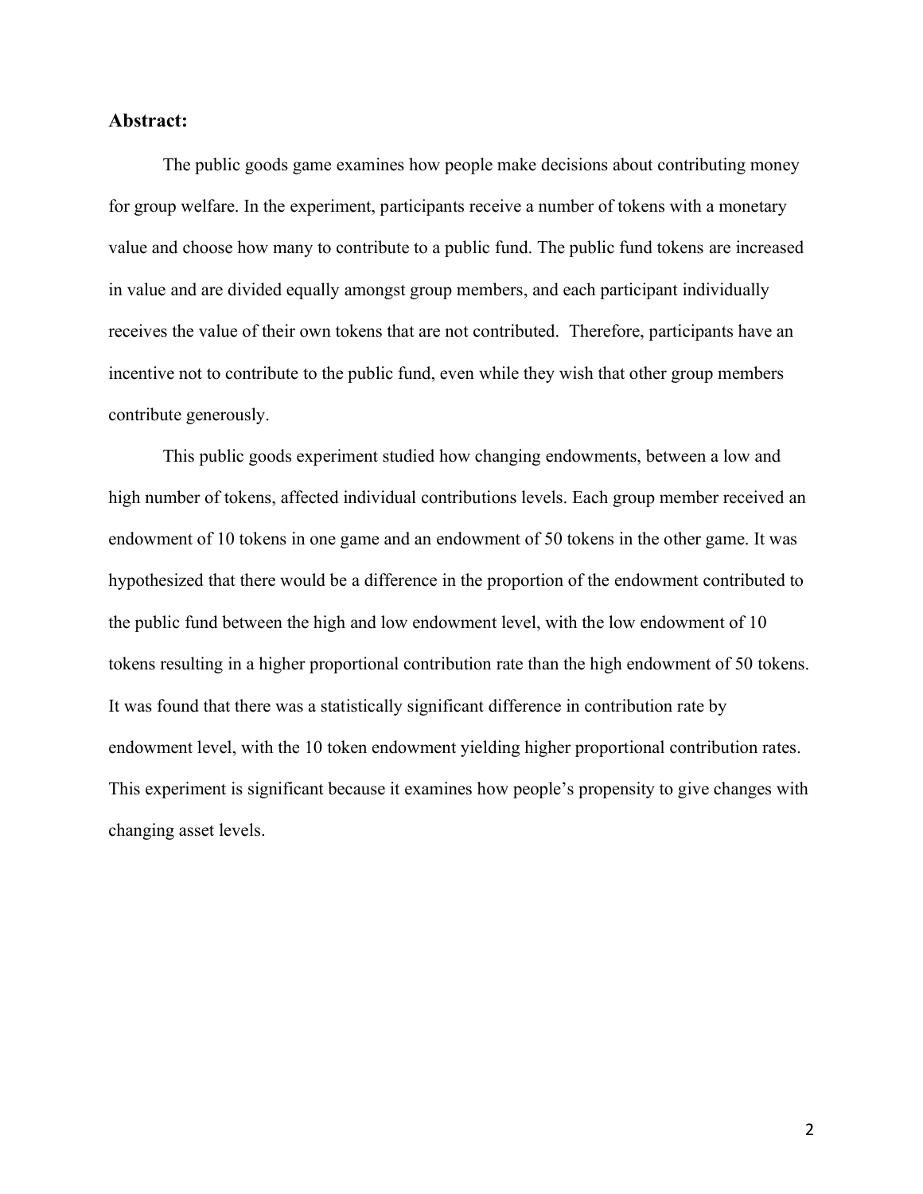**Abstract:**

The public goods game examines how people make decisions about contributing money for group welfare. In the experiment, participants receive a number of tokens with a monetary value and choose how many to contribute to a public fund. The public fund tokens are increased in value and are divided equally amongst group members, and each participant individually receives the value of their own tokens that are not contributed. Therefore, participants have an incentive not to contribute to the public fund, even while they wish that other group members contribute generously.

This public goods experiment studied how changing endowments, between a low and high number of tokens, affected individual contributions levels. Each group member received an endowment of 10 tokens in one game and an endowment of 50 tokens in the other game. It was hypothesized that there would be a difference in the proportion of the endowment contributed to the public fund between the high and low endowment level, with the low endowment of 10 tokens resulting in a higher proportional contribution rate than the high endowment of 50 tokens. It was found that there was a statistically significant difference in contribution rate by endowment level, with the 10 token endowment yielding higher proportional contribution rates. This experiment is significant because it examines how people's propensity to give changes with changing asset levels.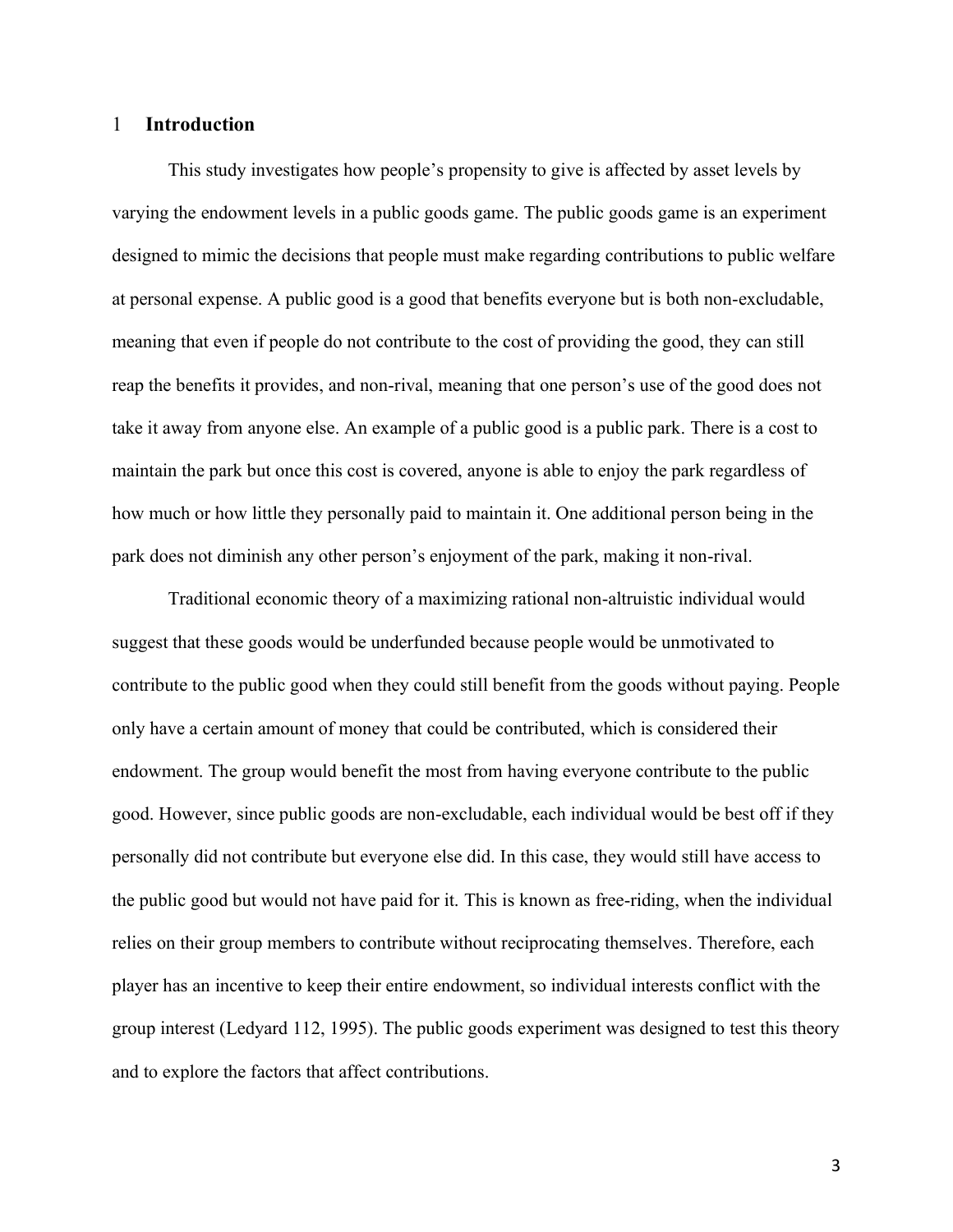# 1 Introduction

This study investigates how people's propensity to give is affected by asset levels by varying the endowment levels in a public goods game. The public goods game is an experiment designed to mimic the decisions that people must make regarding contributions to public welfare at personal expense. A public good is a good that benefits everyone but is both non-excludable, meaning that even if people do not contribute to the cost of providing the good, they can still reap the benefits it provides, and non-rival, meaning that one person's use of the good does not take it away from anyone else. An example of a public good is a public park. There is a cost to maintain the park but once this cost is covered, anyone is able to enjoy the park regardless of how much or how little they personally paid to maintain it. One additional person being in the park does not diminish any other person's enjoyment of the park, making it non-rival.

Traditional economic theory of a maximizing rational non-altruistic individual would suggest that these goods would be underfunded because people would be unmotivated to contribute to the public good when they could still benefit from the goods without paying. People only have a certain amount of money that could be contributed, which is considered their endowment. The group would benefit the most from having everyone contribute to the public good. However, since public goods are non-excludable, each individual would be best off if they personally did not contribute but everyone else did. In this case, they would still have access to the public good but would not have paid for it. This is known as free-riding, when the individual relies on their group members to contribute without reciprocating themselves. Therefore, each player has an incentive to keep their entire endowment, so individual interests conflict with the group interest (Ledyard 112, 1995). The public goods experiment was designed to test this theory and to explore the factors that affect contributions.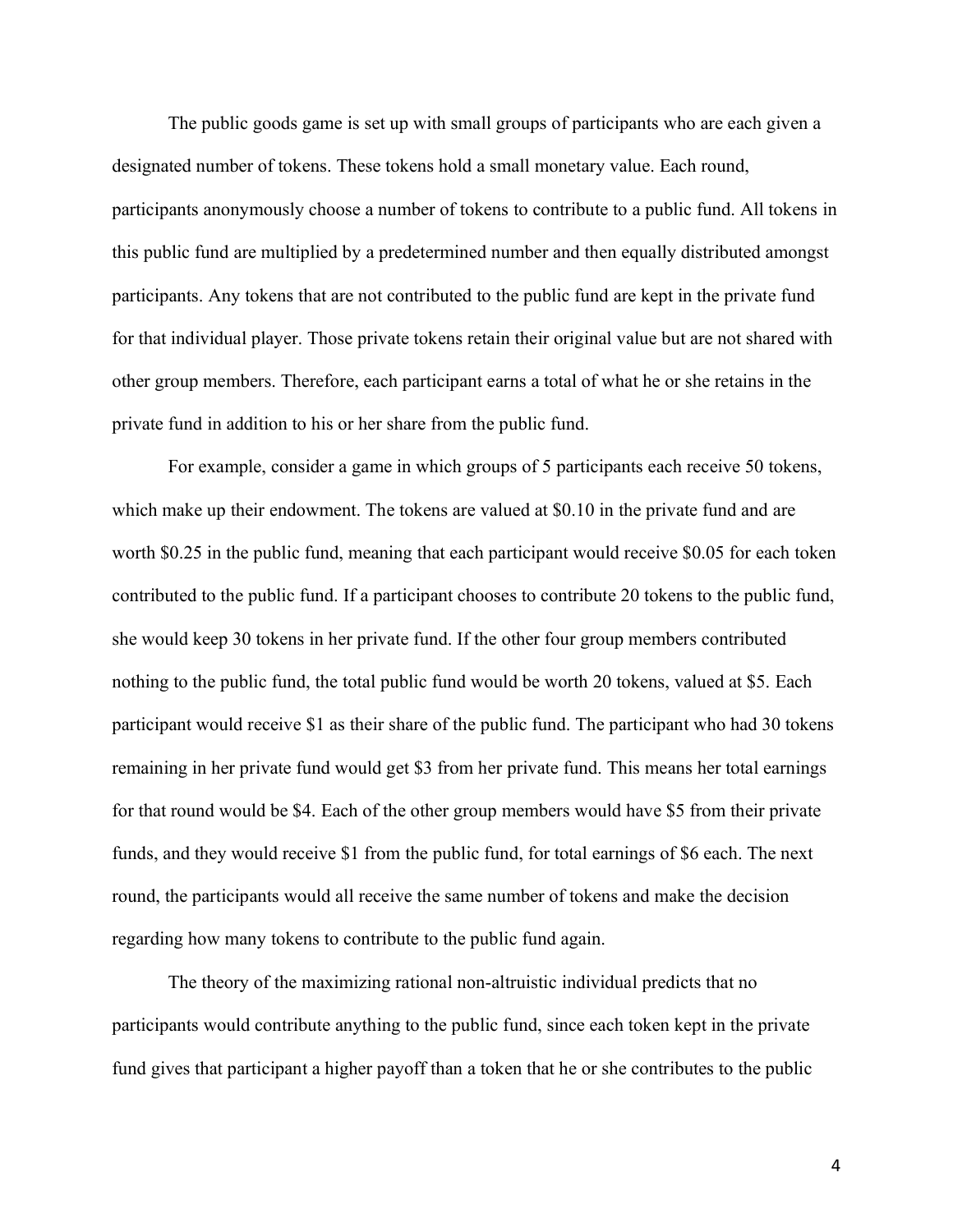The public goods game is set up with small groups of participants who are each given a designated number of tokens. These tokens hold a small monetary value. Each round, participants anonymously choose a number of tokens to contribute to a public fund. All tokens in this public fund are multiplied by a predetermined number and then equally distributed amongst participants. Any tokens that are not contributed to the public fund are kept in the private fund for that individual player. Those private tokens retain their original value but are not shared with other group members. Therefore, each participant earns a total of what he or she retains in the private fund in addition to his or her share from the public fund.

For example, consider a game in which groups of 5 participants each receive 50 tokens, which make up their endowment. The tokens are valued at $0.10 in the private fund and are worth $0.25 in the public fund, meaning that each participant would receive $0.05 for each token contributed to the public fund. If a participant chooses to contribute 20 tokens to the public fund, she would keep 30 tokens in her private fund. If the other four group members contributed nothing to the public fund, the total public fund would be worth 20 tokens, valued at $5. Each participant would receive $1 as their share of the public fund. The participant who had 30 tokens remaining in her private fund would get $3 from her private fund. This means her total earnings for that round would be $4. Each of the other group members would have $5 from their private funds, and they would receive $1 from the public fund, for total earnings of $6 each. The next round, the participants would all receive the same number of tokens and make the decision regarding how many tokens to contribute to the public fund again.

The theory of the maximizing rational non-altruistic individual predicts that no participants would contribute anything to the public fund, since each token kept in the private fund gives that participant a higher payoff than a token that he or she contributes to the public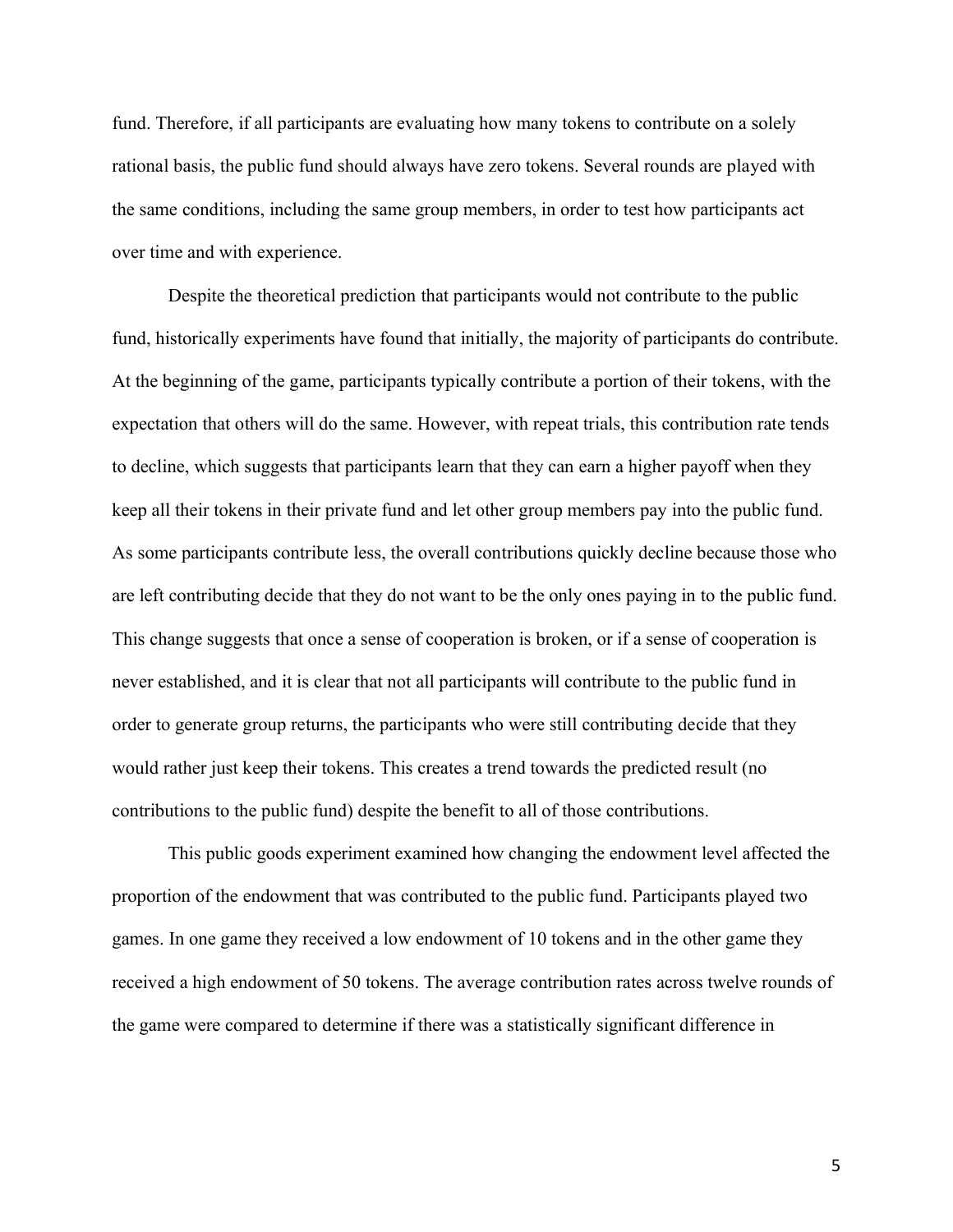fund. Therefore, if all participants are evaluating how many tokens to contribute on a solely rational basis, the public fund should always have zero tokens. Several rounds are played with the same conditions, including the same group members, in order to test how participants act over time and with experience.

Despite the theoretical prediction that participants would not contribute to the public fund, historically experiments have found that initially, the majority of participants do contribute. At the beginning of the game, participants typically contribute a portion of their tokens, with the expectation that others will do the same. However, with repeat trials, this contribution rate tends to decline, which suggests that participants learn that they can earn a higher payoff when they keep all their tokens in their private fund and let other group members pay into the public fund. As some participants contribute less, the overall contributions quickly decline because those who are left contributing decide that they do not want to be the only ones paying in to the public fund. This change suggests that once a sense of cooperation is broken, or if a sense of cooperation is never established, and it is clear that not all participants will contribute to the public fund in order to generate group returns, the participants who were still contributing decide that they would rather just keep their tokens. This creates a trend towards the predicted result (no contributions to the public fund) despite the benefit to all of those contributions.

This public goods experiment examined how changing the endowment level affected the proportion of the endowment that was contributed to the public fund. Participants played two games. In one game they received a low endowment of 10 tokens and in the other game they received a high endowment of 50 tokens. The average contribution rates across twelve rounds of the game were compared to determine if there was a statistically significant difference in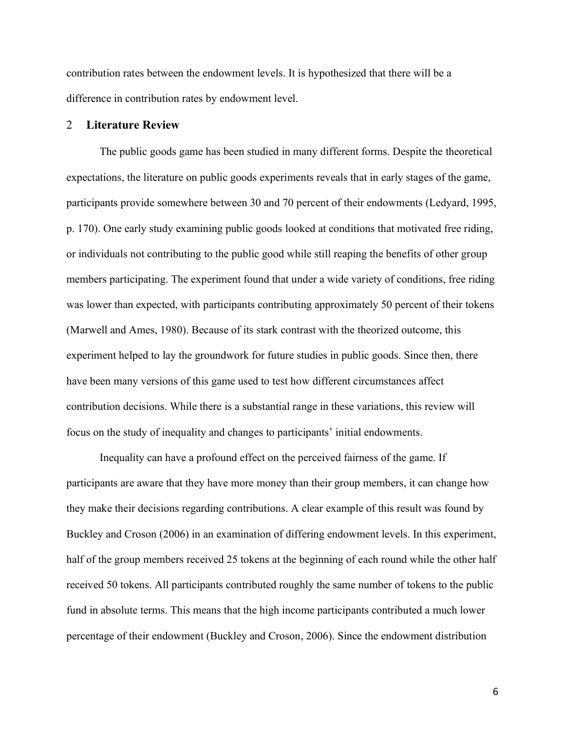contribution rates between the endowment levels. It is hypothesized that there will be a difference in contribution rates by endowment level.

## 2 Literature Review

The public goods game has been studied in many different forms. Despite the theoretical expectations, the literature on public goods experiments reveals that in early stages of the game, participants provide somewhere between 30 and 70 percent of their endowments (Ledyard, 1995, p. 170). One early study examining public goods looked at conditions that motivated free riding, or individuals not contributing to the public good while still reaping the benefits of other group members participating. The experiment found that under a wide variety of conditions, free riding was lower than expected, with participants contributing approximately 50 percent of their tokens (Marwell and Ames, 1980). Because of its stark contrast with the theorized outcome, this experiment helped to lay the groundwork for future studies in public goods. Since then, there have been many versions of this game used to test how different circumstances affect contribution decisions. While there is a substantial range in these variations, this review will focus on the study of inequality and changes to participants' initial endowments.

Inequality can have a profound effect on the perceived fairness of the game. If participants are aware that they have more money than their group members, it can change how they make their decisions regarding contributions. A clear example of this result was found by Buckley and Croson (2006) in an examination of differing endowment levels. In this experiment, half of the group members received 25 tokens at the beginning of each round while the other half received 50 tokens. All participants contributed roughly the same number of tokens to the public fund in absolute terms. This means that the high income participants contributed a much lower percentage of their endowment (Buckley and Croson, 2006). Since the endowment distribution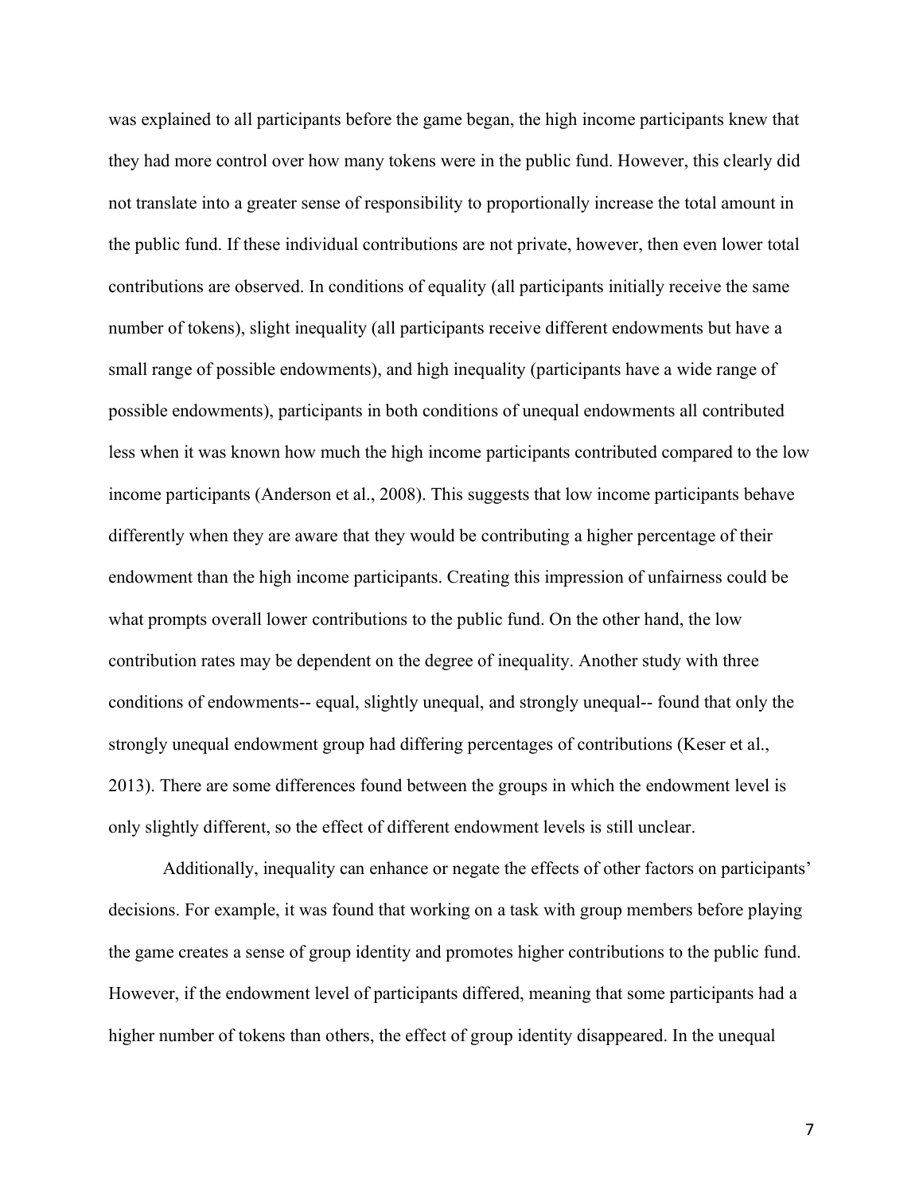was explained to all participants before the game began, the high income participants knew that they had more control over how many tokens were in the public fund. However, this clearly did not translate into a greater sense of responsibility to proportionally increase the total amount in the public fund. If these individual contributions are not private, however, then even lower total contributions are observed. In conditions of equality (all participants initially receive the same number of tokens), slight inequality (all participants receive different endowments but have a small range of possible endowments), and high inequality (participants have a wide range of possible endowments), participants in both conditions of unequal endowments all contributed less when it was known how much the high income participants contributed compared to the low income participants (Anderson et al., 2008). This suggests that low income participants behave differently when they are aware that they would be contributing a higher percentage of their endowment than the high income participants. Creating this impression of unfairness could be what prompts overall lower contributions to the public fund. On the other hand, the low contribution rates may be dependent on the degree of inequality. Another study with three conditions of endowments-- equal, slightly unequal, and strongly unequal-- found that only the strongly unequal endowment group had differing percentages of contributions (Keser et al., 2013). There are some differences found between the groups in which the endowment level is only slightly different, so the effect of different endowment levels is still unclear.

Additionally, inequality can enhance or negate the effects of other factors on participants' decisions. For example, it was found that working on a task with group members before playing the game creates a sense of group identity and promotes higher contributions to the public fund. However, if the endowment level of participants differed, meaning that some participants had a higher number of tokens than others, the effect of group identity disappeared. In the unequal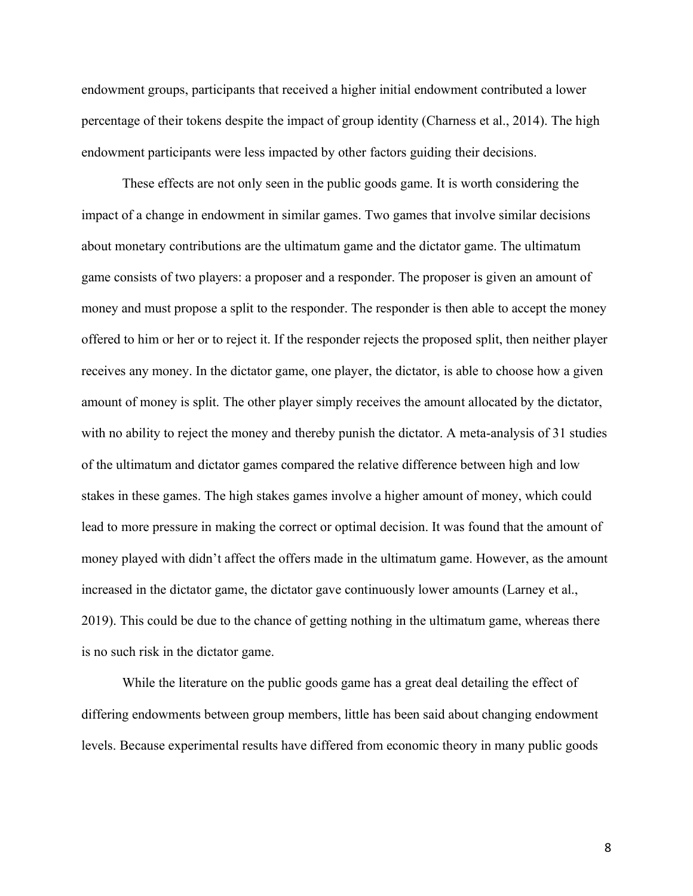endowment groups, participants that received a higher initial endowment contributed a lower percentage of their tokens despite the impact of group identity (Charness et al., 2014). The high endowment participants were less impacted by other factors guiding their decisions.

These effects are not only seen in the public goods game. It is worth considering the impact of a change in endowment in similar games. Two games that involve similar decisions about monetary contributions are the ultimatum game and the dictator game. The ultimatum game consists of two players: a proposer and a responder. The proposer is given an amount of money and must propose a split to the responder. The responder is then able to accept the money offered to him or her or to reject it. If the responder rejects the proposed split, then neither player receives any money. In the dictator game, one player, the dictator, is able to choose how a given amount of money is split. The other player simply receives the amount allocated by the dictator, with no ability to reject the money and thereby punish the dictator. A meta-analysis of 31 studies of the ultimatum and dictator games compared the relative difference between high and low stakes in these games. The high stakes games involve a higher amount of money, which could lead to more pressure in making the correct or optimal decision. It was found that the amount of money played with didn't affect the offers made in the ultimatum game. However, as the amount increased in the dictator game, the dictator gave continuously lower amounts (Larney et al., 2019). This could be due to the chance of getting nothing in the ultimatum game, whereas there is no such risk in the dictator game.

While the literature on the public goods game has a great deal detailing the effect of differing endowments between group members, little has been said about changing endowment levels. Because experimental results have differed from economic theory in many public goods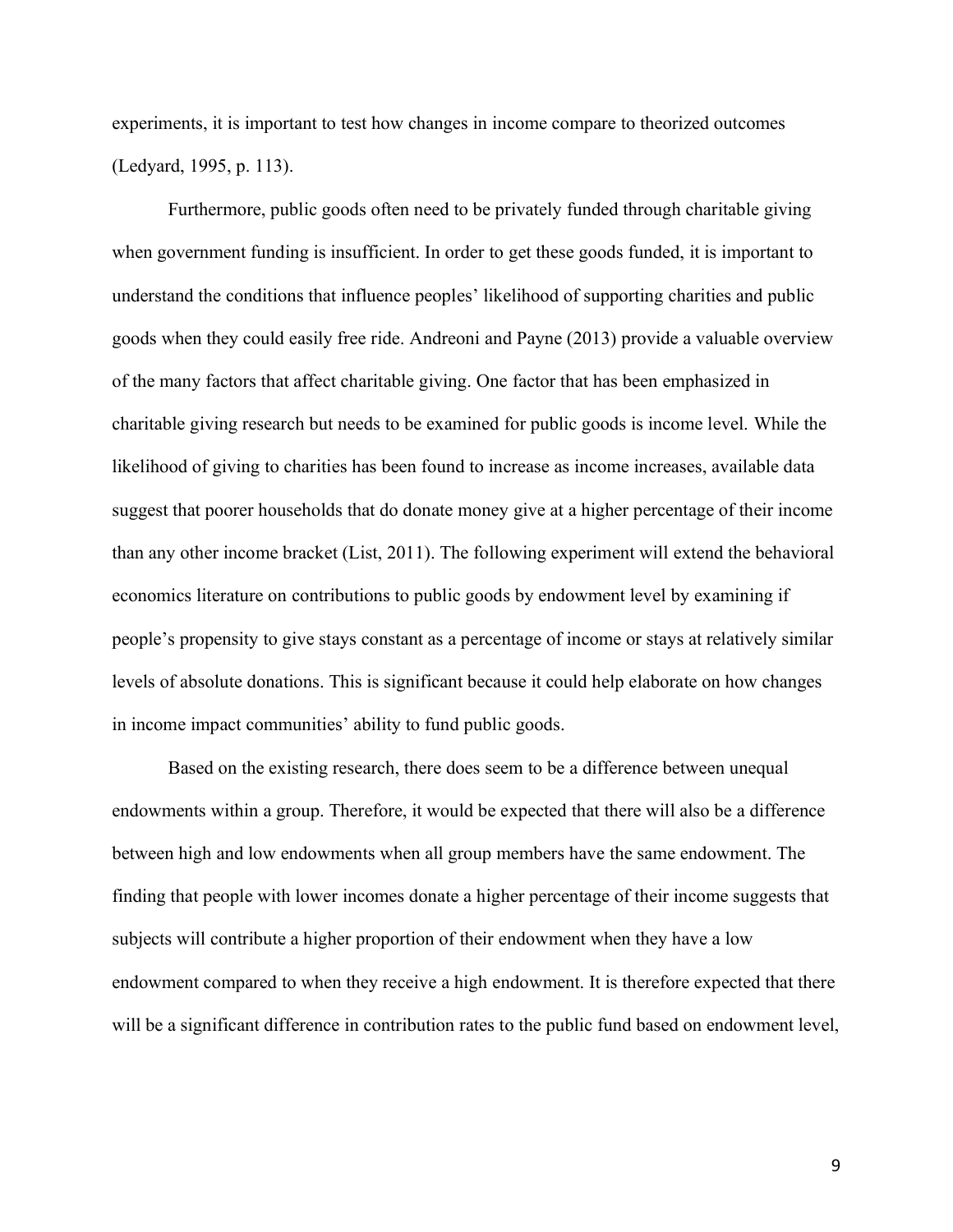experiments, it is important to test how changes in income compare to theorized outcomes (Ledyard, 1995, p. 113).

Furthermore, public goods often need to be privately funded through charitable giving when government funding is insufficient. In order to get these goods funded, it is important to understand the conditions that influence peoples' likelihood of supporting charities and public goods when they could easily free ride. Andreoni and Payne (2013) provide a valuable overview of the many factors that affect charitable giving. One factor that has been emphasized in charitable giving research but needs to be examined for public goods is income level. While the likelihood of giving to charities has been found to increase as income increases, available data suggest that poorer households that do donate money give at a higher percentage of their income than any other income bracket (List, 2011). The following experiment will extend the behavioral economics literature on contributions to public goods by endowment level by examining if people's propensity to give stays constant as a percentage of income or stays at relatively similar levels of absolute donations. This is significant because it could help elaborate on how changes in income impact communities' ability to fund public goods.

Based on the existing research, there does seem to be a difference between unequal endowments within a group. Therefore, it would be expected that there will also be a difference between high and low endowments when all group members have the same endowment. The finding that people with lower incomes donate a higher percentage of their income suggests that subjects will contribute a higher proportion of their endowment when they have a low endowment compared to when they receive a high endowment. It is therefore expected that there will be a significant difference in contribution rates to the public fund based on endowment level,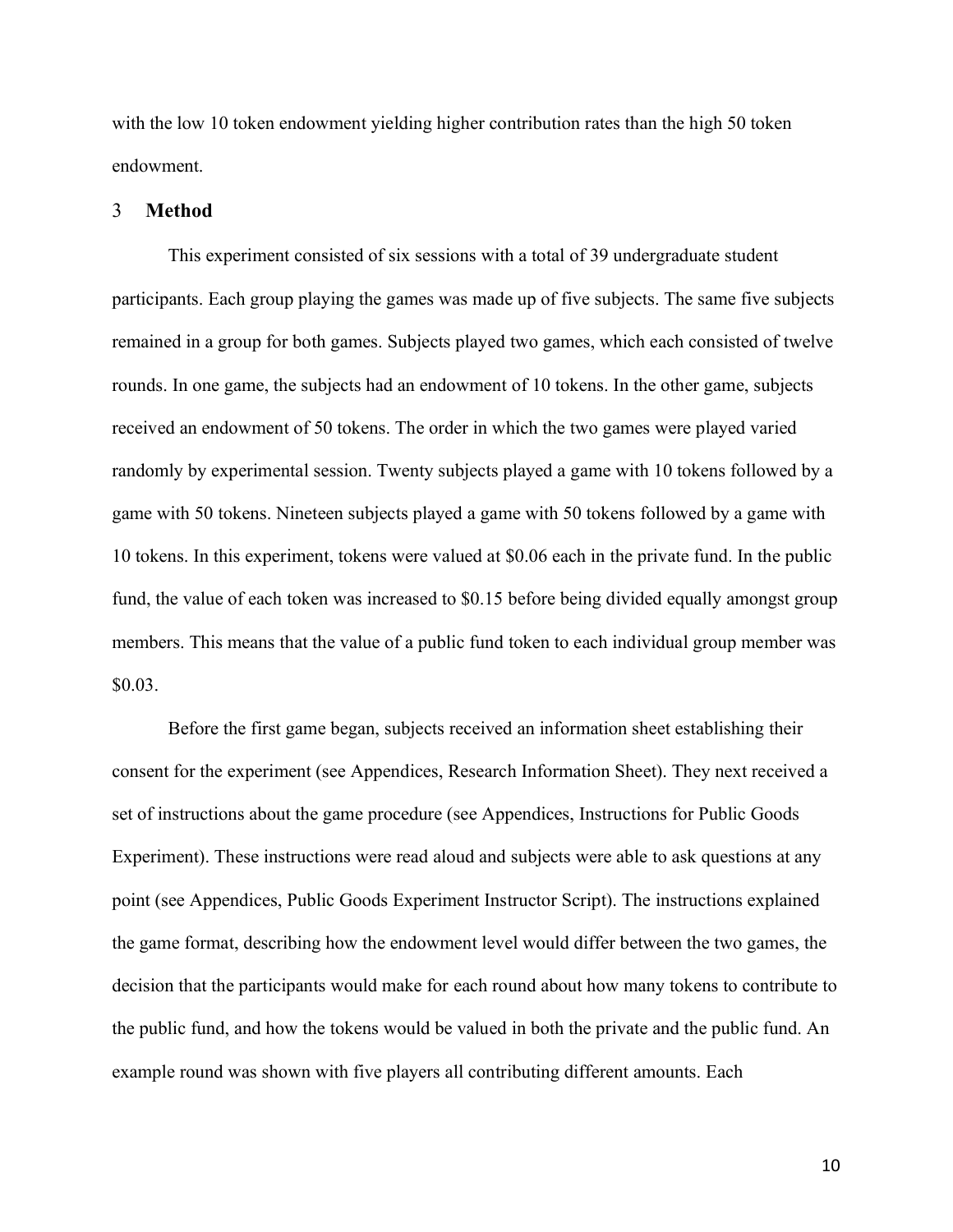with the low 10 token endowment yielding higher contribution rates than the high 50 token endowment.

## 3 Method

This experiment consisted of six sessions with a total of 39 undergraduate student participants. Each group playing the games was made up of five subjects. The same five subjects remained in a group for both games. Subjects played two games, which each consisted of twelve rounds. In one game, the subjects had an endowment of 10 tokens. In the other game, subjects received an endowment of 50 tokens. The order in which the two games were played varied randomly by experimental session. Twenty subjects played a game with 10 tokens followed by a game with 50 tokens. Nineteen subjects played a game with 50 tokens followed by a game with 10 tokens. In this experiment, tokens were valued at $0.06 each in the private fund. In the public fund, the value of each token was increased to $0.15 before being divided equally amongst group members. This means that the value of a public fund token to each individual group member was $0.03.

Before the first game began, subjects received an information sheet establishing their consent for the experiment (see Appendices, Research Information Sheet). They next received a set of instructions about the game procedure (see Appendices, Instructions for Public Goods Experiment). These instructions were read aloud and subjects were able to ask questions at any point (see Appendices, Public Goods Experiment Instructor Script). The instructions explained the game format, describing how the endowment level would differ between the two games, the decision that the participants would make for each round about how many tokens to contribute to the public fund, and how the tokens would be valued in both the private and the public fund. An example round was shown with five players all contributing different amounts. Each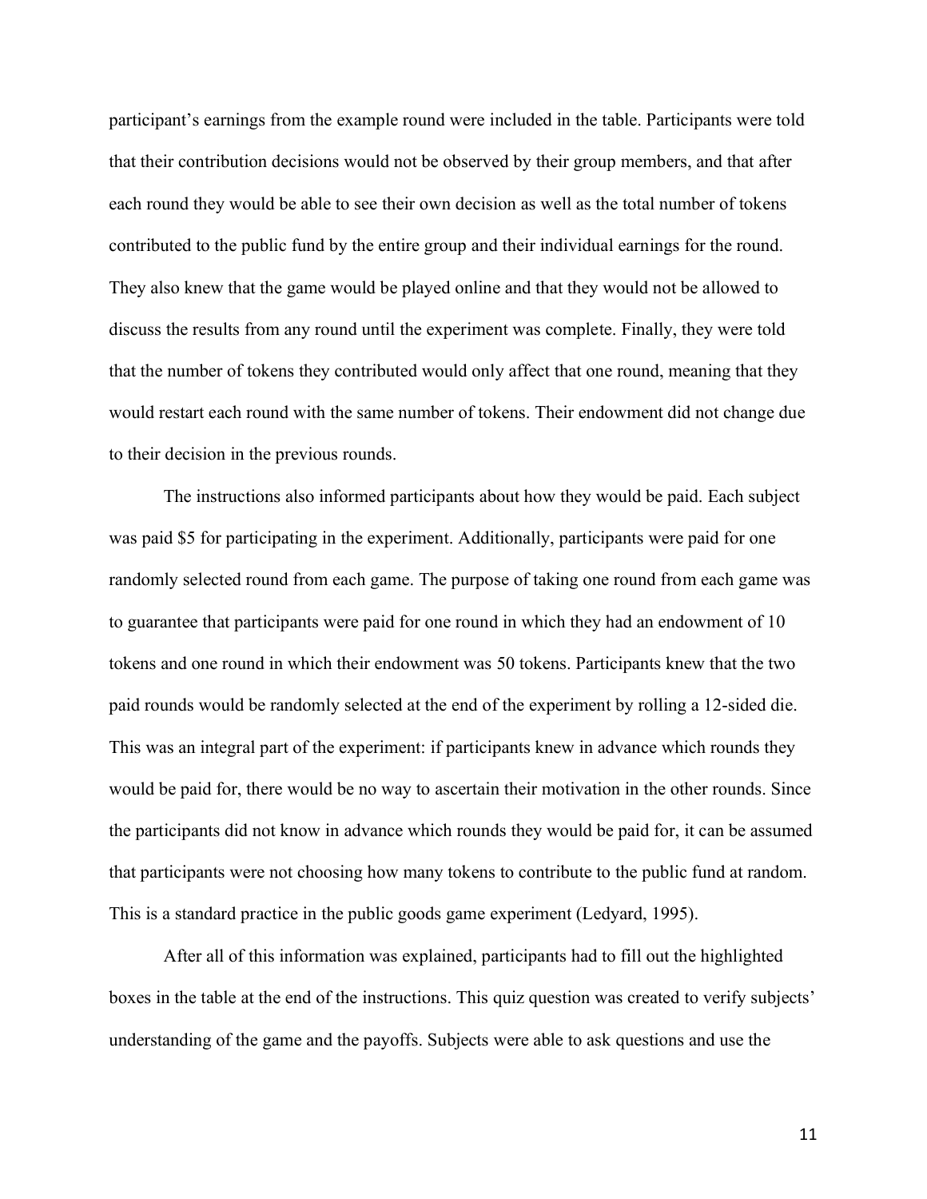participant's earnings from the example round were included in the table. Participants were told that their contribution decisions would not be observed by their group members, and that after each round they would be able to see their own decision as well as the total number of tokens contributed to the public fund by the entire group and their individual earnings for the round. They also knew that the game would be played online and that they would not be allowed to discuss the results from any round until the experiment was complete. Finally, they were told that the number of tokens they contributed would only affect that one round, meaning that they would restart each round with the same number of tokens. Their endowment did not change due to their decision in the previous rounds.

The instructions also informed participants about how they would be paid. Each subject was paid $5 for participating in the experiment. Additionally, participants were paid for one randomly selected round from each game. The purpose of taking one round from each game was to guarantee that participants were paid for one round in which they had an endowment of 10 tokens and one round in which their endowment was 50 tokens. Participants knew that the two paid rounds would be randomly selected at the end of the experiment by rolling a 12-sided die. This was an integral part of the experiment: if participants knew in advance which rounds they would be paid for, there would be no way to ascertain their motivation in the other rounds. Since the participants did not know in advance which rounds they would be paid for, it can be assumed that participants were not choosing how many tokens to contribute to the public fund at random. This is a standard practice in the public goods game experiment (Ledyard, 1995).

After all of this information was explained, participants had to fill out the highlighted boxes in the table at the end of the instructions. This quiz question was created to verify subjects' understanding of the game and the payoffs. Subjects were able to ask questions and use the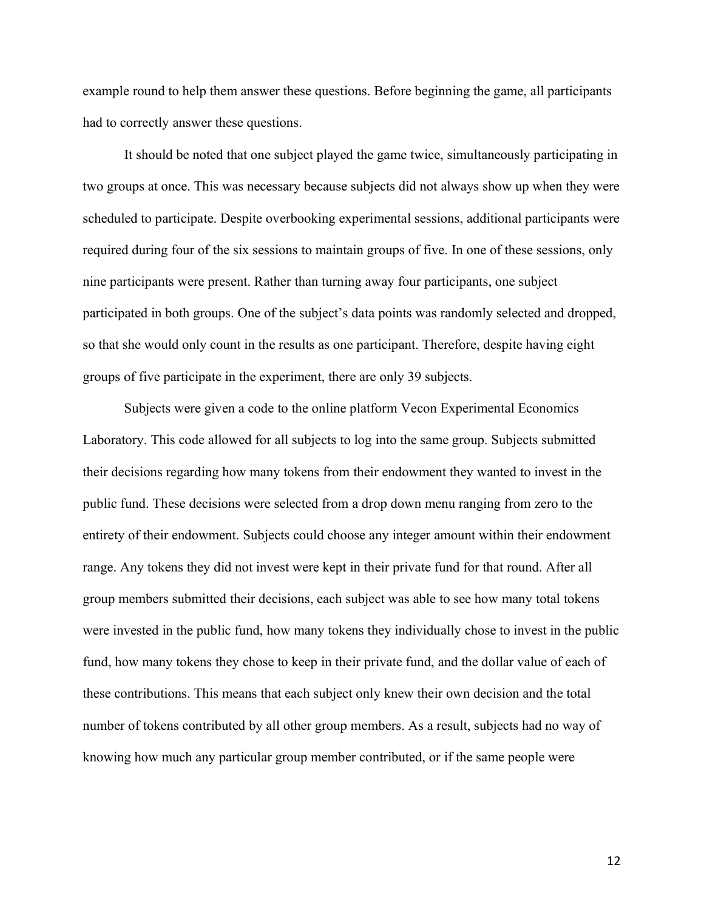example round to help them answer these questions. Before beginning the game, all participants had to correctly answer these questions.

It should be noted that one subject played the game twice, simultaneously participating in two groups at once. This was necessary because subjects did not always show up when they were scheduled to participate. Despite overbooking experimental sessions, additional participants were required during four of the six sessions to maintain groups of five. In one of these sessions, only nine participants were present. Rather than turning away four participants, one subject participated in both groups. One of the subject's data points was randomly selected and dropped, so that she would only count in the results as one participant. Therefore, despite having eight groups of five participate in the experiment, there are only 39 subjects.

Subjects were given a code to the online platform Vecon Experimental Economics Laboratory. This code allowed for all subjects to log into the same group. Subjects submitted their decisions regarding how many tokens from their endowment they wanted to invest in the public fund. These decisions were selected from a drop down menu ranging from zero to the entirety of their endowment. Subjects could choose any integer amount within their endowment range. Any tokens they did not invest were kept in their private fund for that round. After all group members submitted their decisions, each subject was able to see how many total tokens were invested in the public fund, how many tokens they individually chose to invest in the public fund, how many tokens they chose to keep in their private fund, and the dollar value of each of these contributions. This means that each subject only knew their own decision and the total number of tokens contributed by all other group members. As a result, subjects had no way of knowing how much any particular group member contributed, or if the same people were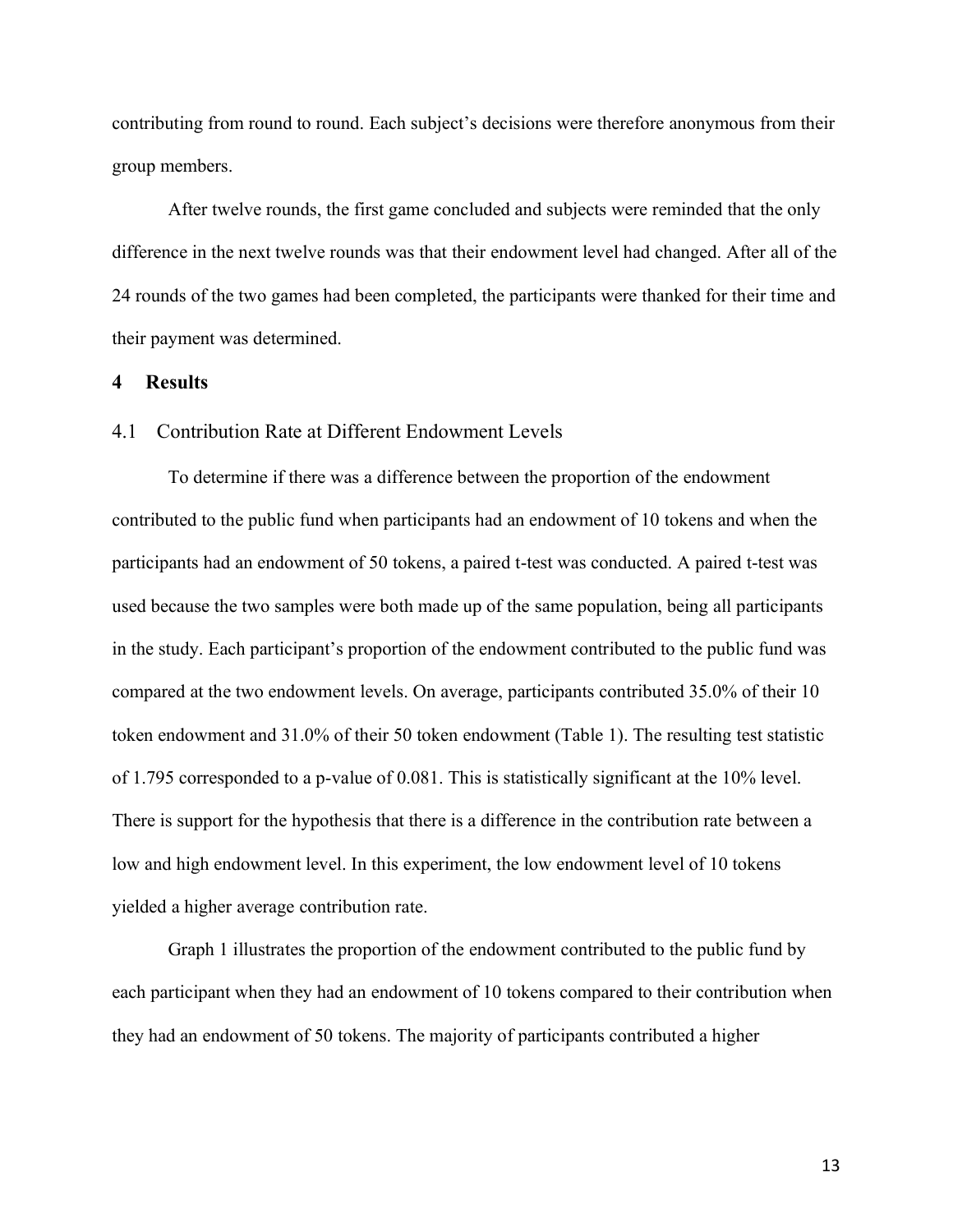contributing from round to round. Each subject's decisions were therefore anonymous from their group members.

After twelve rounds, the first game concluded and subjects were reminded that the only difference in the next twelve rounds was that their endowment level had changed. After all of the 24 rounds of the two games had been completed, the participants were thanked for their time and their payment was determined.

## 4 Results

### 4.1 Contribution Rate at Different Endowment Levels

To determine if there was a difference between the proportion of the endowment contributed to the public fund when participants had an endowment of 10 tokens and when the participants had an endowment of 50 tokens, a paired t-test was conducted. A paired t-test was used because the two samples were both made up of the same population, being all participants in the study. Each participant's proportion of the endowment contributed to the public fund was compared at the two endowment levels. On average, participants contributed 35.0% of their 10 token endowment and 31.0% of their 50 token endowment (Table 1). The resulting test statistic of 1.795 corresponded to a p-value of 0.081. This is statistically significant at the 10% level. There is support for the hypothesis that there is a difference in the contribution rate between a low and high endowment level. In this experiment, the low endowment level of 10 tokens yielded a higher average contribution rate.

Graph 1 illustrates the proportion of the endowment contributed to the public fund by each participant when they had an endowment of 10 tokens compared to their contribution when they had an endowment of 50 tokens. The majority of participants contributed a higher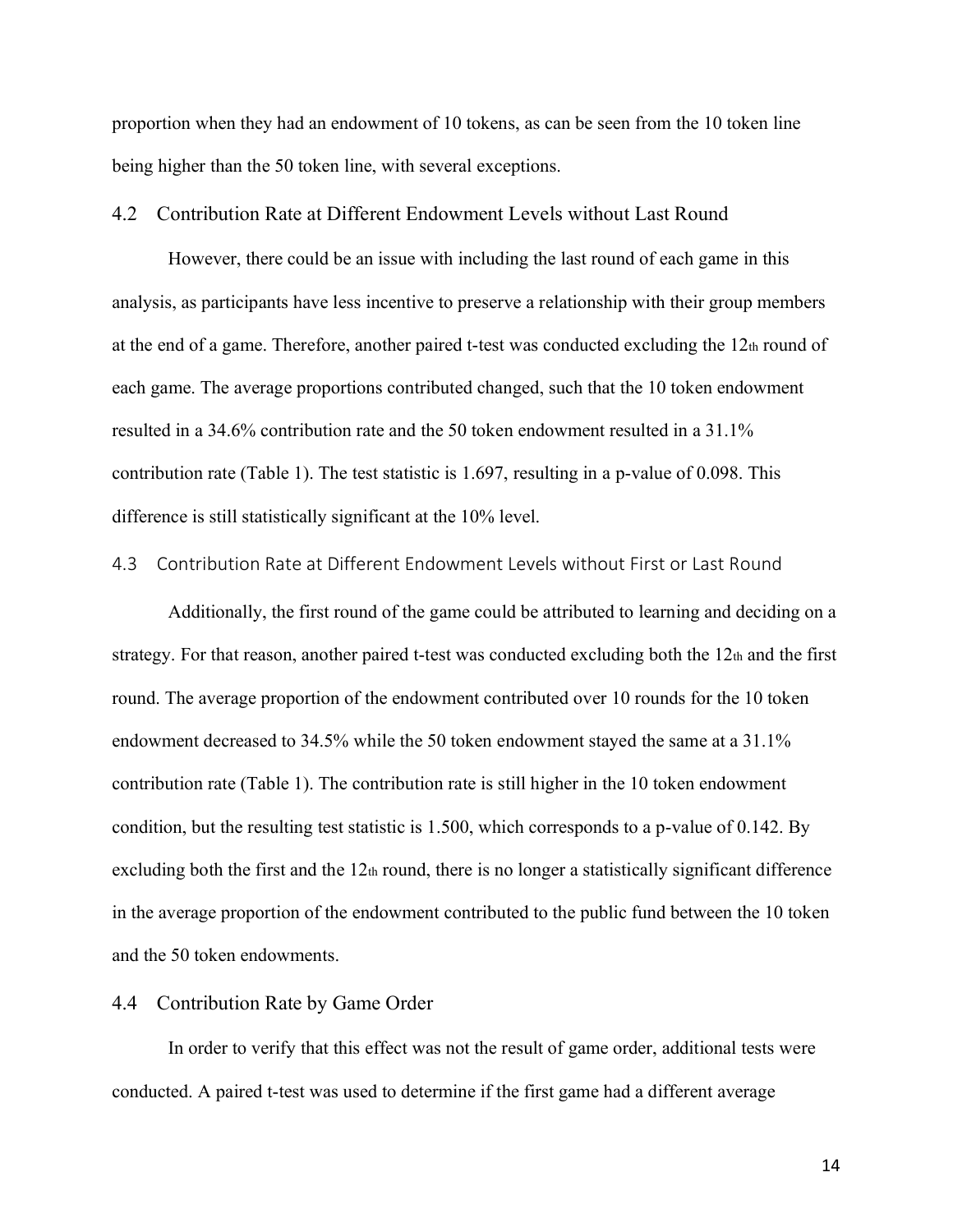proportion when they had an endowment of 10 tokens, as can be seen from the 10 token line being higher than the 50 token line, with several exceptions.

### 4.2 Contribution Rate at Different Endowment Levels without Last Round

However, there could be an issue with including the last round of each game in this analysis, as participants have less incentive to preserve a relationship with their group members at the end of a game. Therefore, another paired t-test was conducted excluding the 12th round of each game. The average proportions contributed changed, such that the 10 token endowment resulted in a 34.6% contribution rate and the 50 token endowment resulted in a 31.1% contribution rate (Table 1). The test statistic is 1.697, resulting in a p-value of 0.098. This difference is still statistically significant at the 10% level.

### 4.3 Contribution Rate at Different Endowment Levels without First or Last Round

Additionally, the first round of the game could be attributed to learning and deciding on a strategy. For that reason, another paired t-test was conducted excluding both the 12th and the first round. The average proportion of the endowment contributed over 10 rounds for the 10 token endowment decreased to 34.5% while the 50 token endowment stayed the same at a 31.1% contribution rate (Table 1). The contribution rate is still higher in the 10 token endowment condition, but the resulting test statistic is 1.500, which corresponds to a p-value of 0.142. By excluding both the first and the 12th round, there is no longer a statistically significant difference in the average proportion of the endowment contributed to the public fund between the 10 token and the 50 token endowments.

### 4.4 Contribution Rate by Game Order

In order to verify that this effect was not the result of game order, additional tests were conducted. A paired t-test was used to determine if the first game had a different average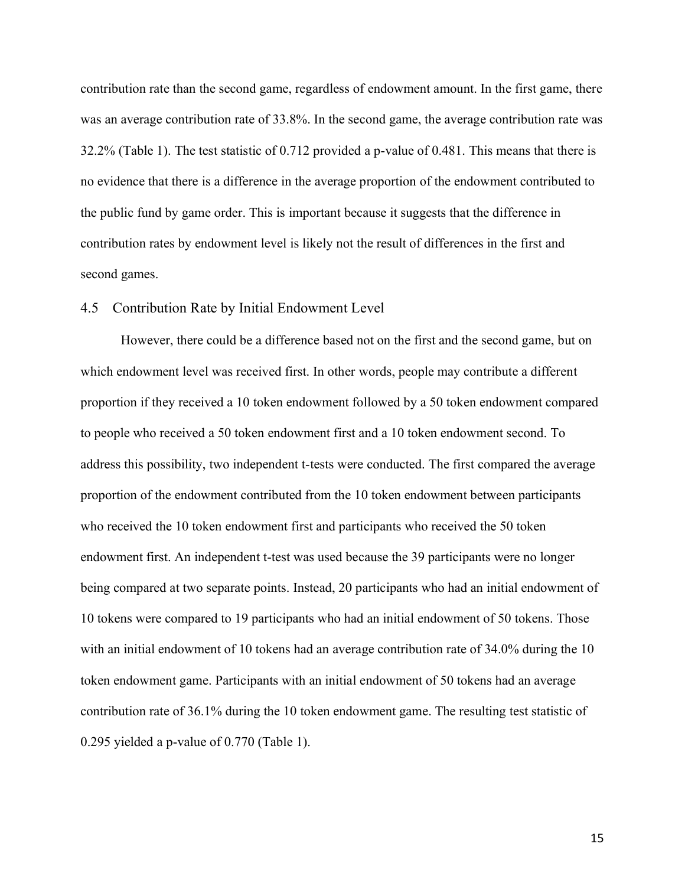contribution rate than the second game, regardless of endowment amount. In the first game, there was an average contribution rate of 33.8%. In the second game, the average contribution rate was 32.2% (Table 1). The test statistic of 0.712 provided a p-value of 0.481. This means that there is no evidence that there is a difference in the average proportion of the endowment contributed to the public fund by game order. This is important because it suggests that the difference in contribution rates by endowment level is likely not the result of differences in the first and second games.

## 4.5 Contribution Rate by Initial Endowment Level

However, there could be a difference based not on the first and the second game, but on which endowment level was received first. In other words, people may contribute a different proportion if they received a 10 token endowment followed by a 50 token endowment compared to people who received a 50 token endowment first and a 10 token endowment second. To address this possibility, two independent t-tests were conducted. The first compared the average proportion of the endowment contributed from the 10 token endowment between participants who received the 10 token endowment first and participants who received the 50 token endowment first. An independent t-test was used because the 39 participants were no longer being compared at two separate points. Instead, 20 participants who had an initial endowment of 10 tokens were compared to 19 participants who had an initial endowment of 50 tokens. Those with an initial endowment of 10 tokens had an average contribution rate of 34.0% during the 10 token endowment game. Participants with an initial endowment of 50 tokens had an average contribution rate of 36.1% during the 10 token endowment game. The resulting test statistic of 0.295 yielded a p-value of 0.770 (Table 1).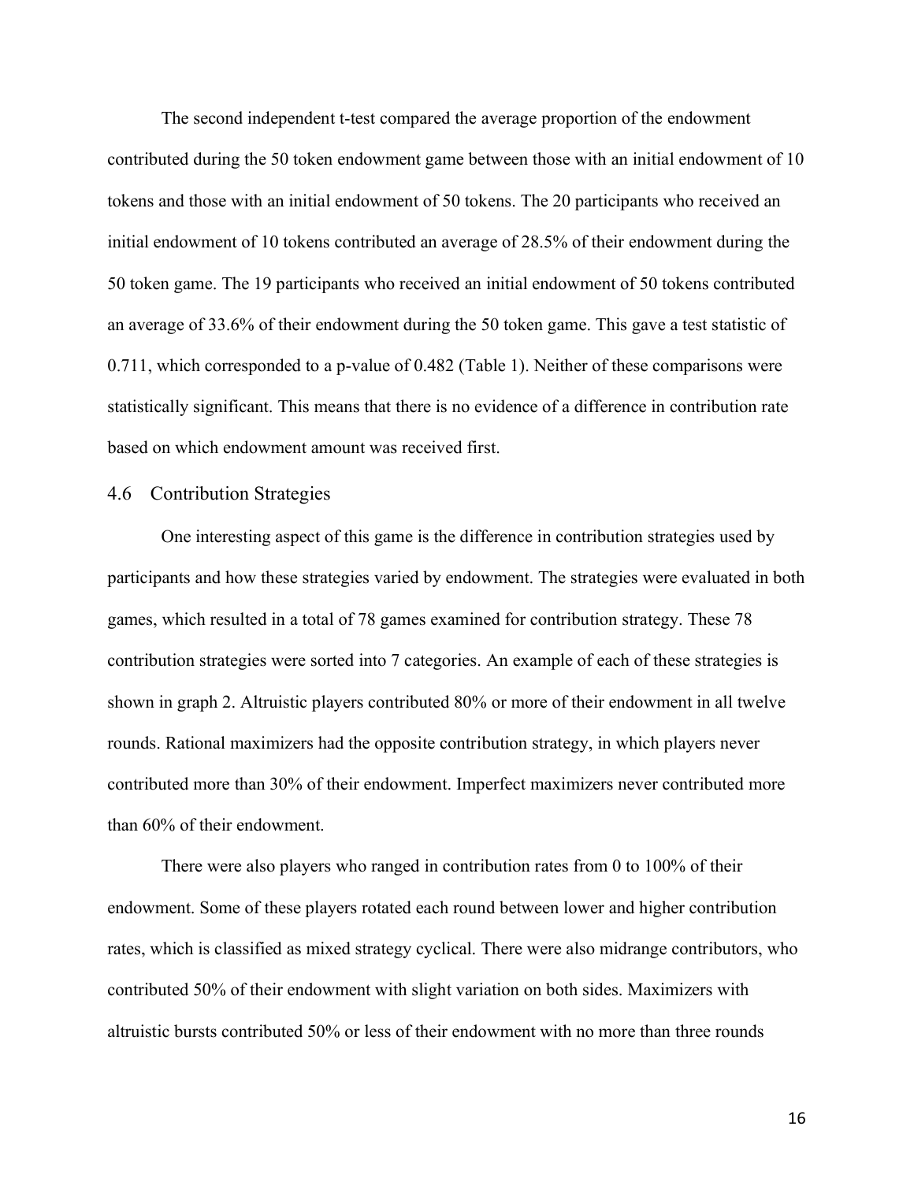The second independent t-test compared the average proportion of the endowment contributed during the 50 token endowment game between those with an initial endowment of 10 tokens and those with an initial endowment of 50 tokens. The 20 participants who received an initial endowment of 10 tokens contributed an average of 28.5% of their endowment during the 50 token game. The 19 participants who received an initial endowment of 50 tokens contributed an average of 33.6% of their endowment during the 50 token game. This gave a test statistic of 0.711, which corresponded to a p-value of 0.482 (Table 1). Neither of these comparisons were statistically significant. This means that there is no evidence of a difference in contribution rate based on which endowment amount was received first.

### 4.6 Contribution Strategies

One interesting aspect of this game is the difference in contribution strategies used by participants and how these strategies varied by endowment. The strategies were evaluated in both games, which resulted in a total of 78 games examined for contribution strategy. These 78 contribution strategies were sorted into 7 categories. An example of each of these strategies is shown in graph 2. Altruistic players contributed 80% or more of their endowment in all twelve rounds. Rational maximizers had the opposite contribution strategy, in which players never contributed more than 30% of their endowment. Imperfect maximizers never contributed more than 60% of their endowment.

There were also players who ranged in contribution rates from 0 to 100% of their endowment. Some of these players rotated each round between lower and higher contribution rates, which is classified as mixed strategy cyclical. There were also midrange contributors, who contributed 50% of their endowment with slight variation on both sides. Maximizers with altruistic bursts contributed 50% or less of their endowment with no more than three rounds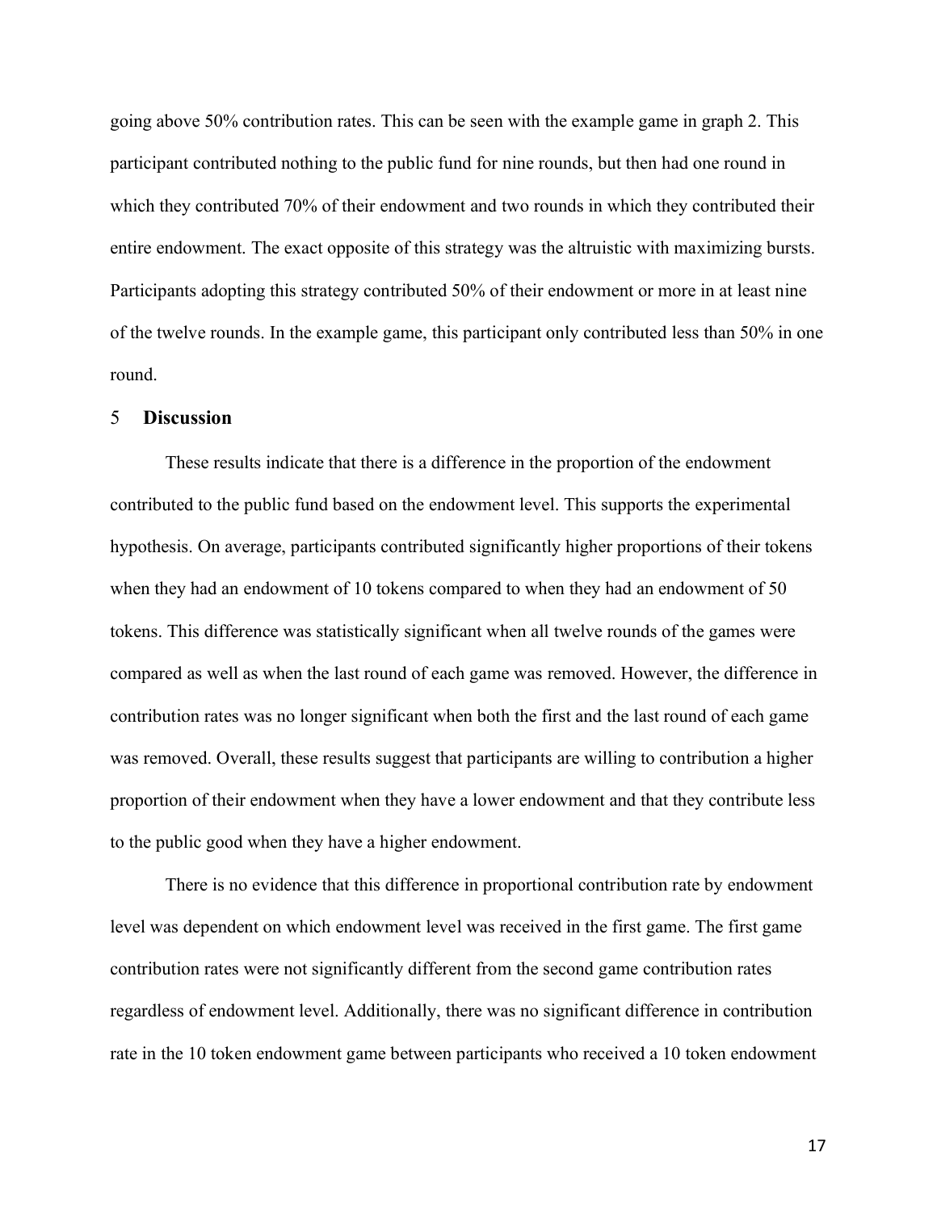going above 50% contribution rates. This can be seen with the example game in graph 2. This participant contributed nothing to the public fund for nine rounds, but then had one round in which they contributed 70% of their endowment and two rounds in which they contributed their entire endowment. The exact opposite of this strategy was the altruistic with maximizing bursts. Participants adopting this strategy contributed 50% of their endowment or more in at least nine of the twelve rounds. In the example game, this participant only contributed less than 50% in one round.

## 5 Discussion

These results indicate that there is a difference in the proportion of the endowment contributed to the public fund based on the endowment level. This supports the experimental hypothesis. On average, participants contributed significantly higher proportions of their tokens when they had an endowment of 10 tokens compared to when they had an endowment of 50 tokens. This difference was statistically significant when all twelve rounds of the games were compared as well as when the last round of each game was removed. However, the difference in contribution rates was no longer significant when both the first and the last round of each game was removed. Overall, these results suggest that participants are willing to contribution a higher proportion of their endowment when they have a lower endowment and that they contribute less to the public good when they have a higher endowment.

There is no evidence that this difference in proportional contribution rate by endowment level was dependent on which endowment level was received in the first game. The first game contribution rates were not significantly different from the second game contribution rates regardless of endowment level. Additionally, there was no significant difference in contribution rate in the 10 token endowment game between participants who received a 10 token endowment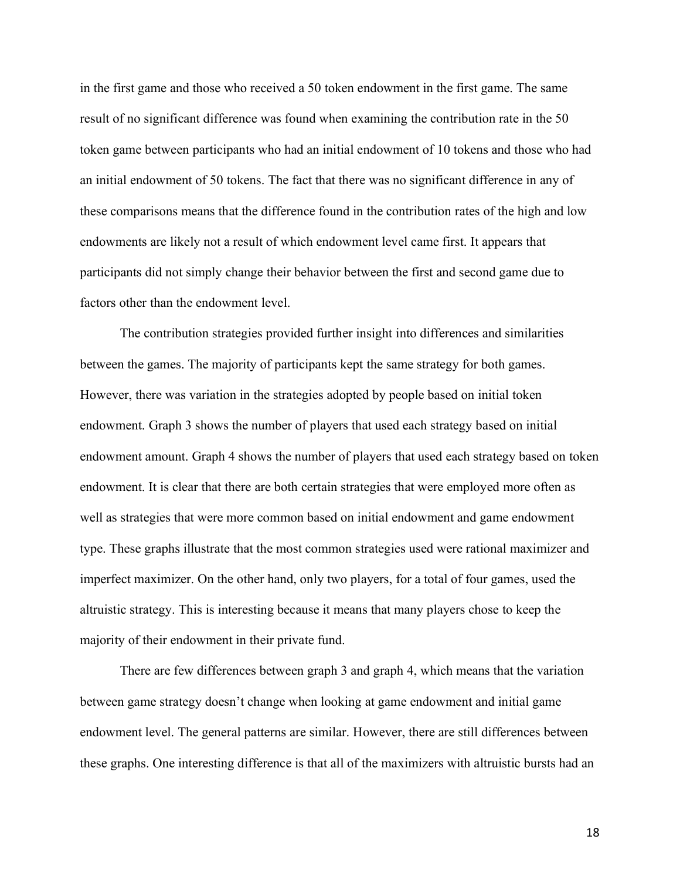in the first game and those who received a 50 token endowment in the first game. The same result of no significant difference was found when examining the contribution rate in the 50 token game between participants who had an initial endowment of 10 tokens and those who had an initial endowment of 50 tokens. The fact that there was no significant difference in any of these comparisons means that the difference found in the contribution rates of the high and low endowments are likely not a result of which endowment level came first. It appears that participants did not simply change their behavior between the first and second game due to factors other than the endowment level.

The contribution strategies provided further insight into differences and similarities between the games. The majority of participants kept the same strategy for both games. However, there was variation in the strategies adopted by people based on initial token endowment. Graph 3 shows the number of players that used each strategy based on initial endowment amount. Graph 4 shows the number of players that used each strategy based on token endowment. It is clear that there are both certain strategies that were employed more often as well as strategies that were more common based on initial endowment and game endowment type. These graphs illustrate that the most common strategies used were rational maximizer and imperfect maximizer. On the other hand, only two players, for a total of four games, used the altruistic strategy. This is interesting because it means that many players chose to keep the majority of their endowment in their private fund.

There are few differences between graph 3 and graph 4, which means that the variation between game strategy doesn't change when looking at game endowment and initial game endowment level. The general patterns are similar. However, there are still differences between these graphs. One interesting difference is that all of the maximizers with altruistic bursts had an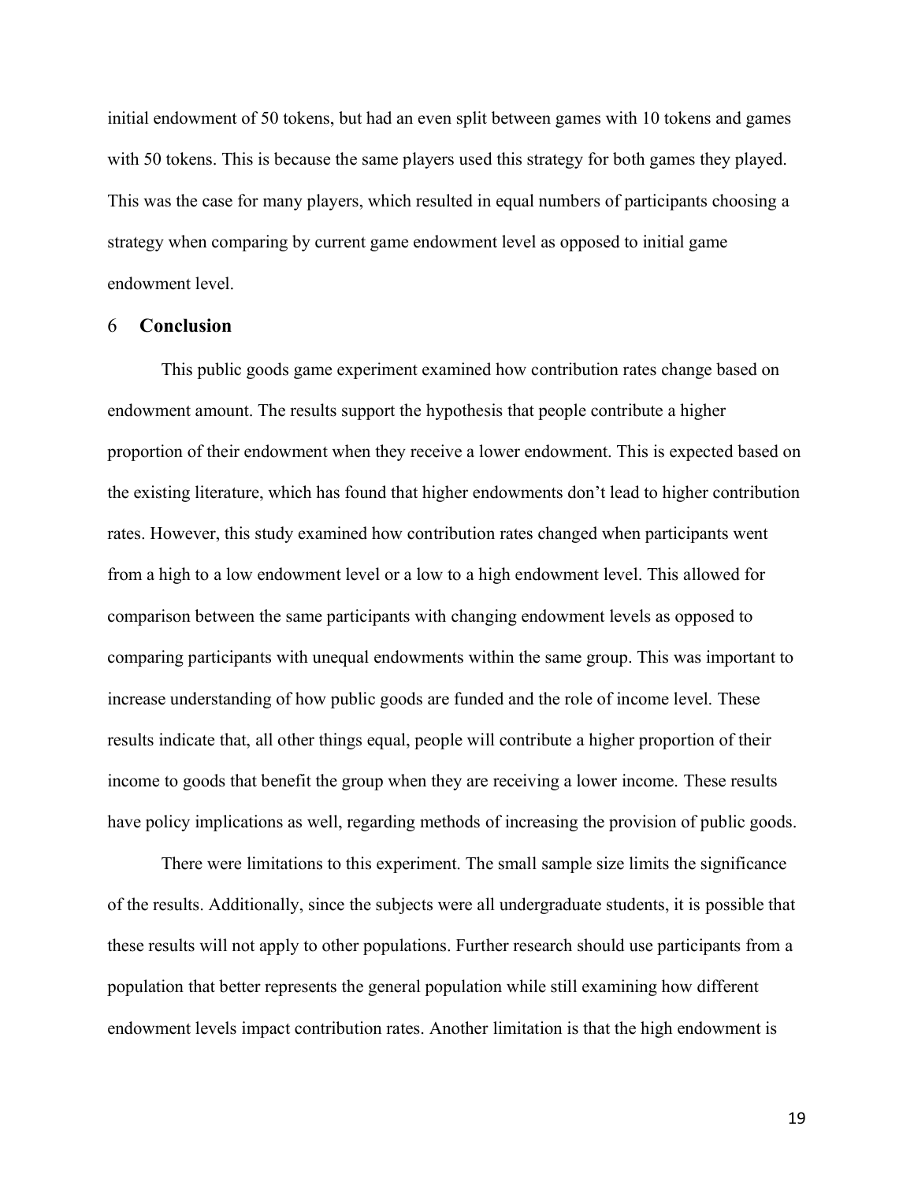initial endowment of 50 tokens, but had an even split between games with 10 tokens and games with 50 tokens. This is because the same players used this strategy for both games they played. This was the case for many players, which resulted in equal numbers of participants choosing a strategy when comparing by current game endowment level as opposed to initial game endowment level.

## 6 Conclusion

This public goods game experiment examined how contribution rates change based on endowment amount. The results support the hypothesis that people contribute a higher proportion of their endowment when they receive a lower endowment. This is expected based on the existing literature, which has found that higher endowments don't lead to higher contribution rates. However, this study examined how contribution rates changed when participants went from a high to a low endowment level or a low to a high endowment level. This allowed for comparison between the same participants with changing endowment levels as opposed to comparing participants with unequal endowments within the same group. This was important to increase understanding of how public goods are funded and the role of income level. These results indicate that, all other things equal, people will contribute a higher proportion of their income to goods that benefit the group when they are receiving a lower income. These results have policy implications as well, regarding methods of increasing the provision of public goods.

There were limitations to this experiment. The small sample size limits the significance of the results. Additionally, since the subjects were all undergraduate students, it is possible that these results will not apply to other populations. Further research should use participants from a population that better represents the general population while still examining how different endowment levels impact contribution rates. Another limitation is that the high endowment is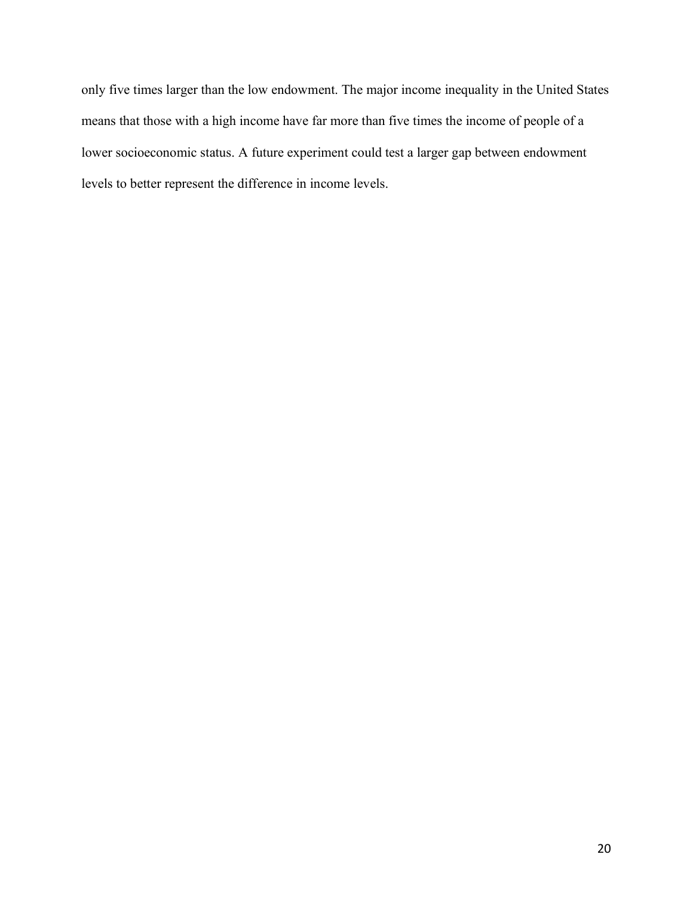only five times larger than the low endowment. The major income inequality in the United States means that those with a high income have far more than five times the income of people of a lower socioeconomic status. A future experiment could test a larger gap between endowment levels to better represent the difference in income levels.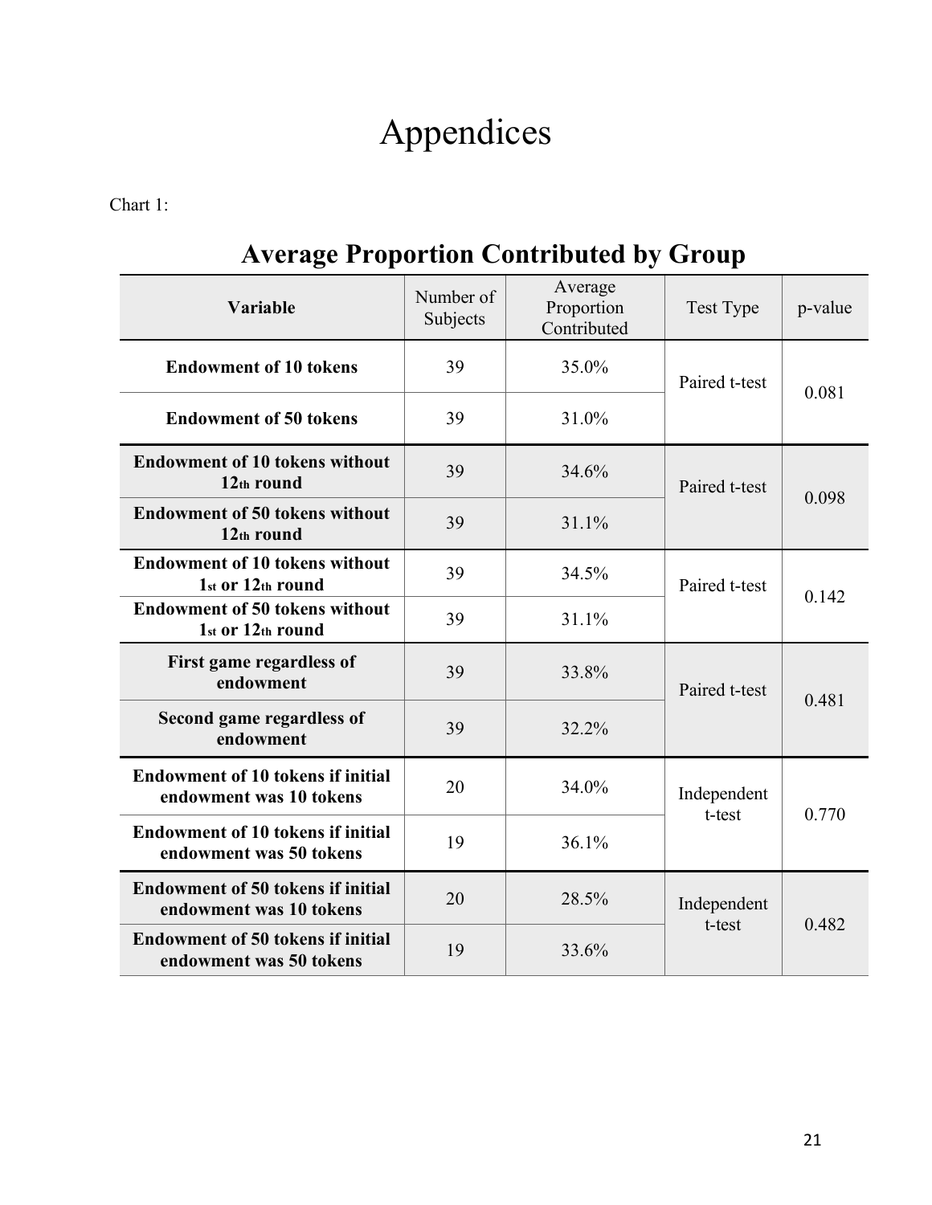# Appendices

Chart 1:

## Average Proportion Contributed by Group

| Variable | Number of Subjects | Average Proportion Contributed | Test Type | p-value |
|---|---|---|---|---|
| **Endowment of 10 tokens** | 39 | 35.0% | Paired t-test | 0.081 |
| **Endowment of 50 tokens** | 39 | 31.0% | | |
| **Endowment of 10 tokens without 12th round** | 39 | 34.6% | Paired t-test | 0.098 |
| **Endowment of 50 tokens without 12th round** | 39 | 31.1% | | |
| **Endowment of 10 tokens without 1st or 12th round** | 39 | 34.5% | Paired t-test | 0.142 |
| **Endowment of 50 tokens without 1st or 12th round** | 39 | 31.1% | | |
| **First game regardless of endowment** | 39 | 33.8% | Paired t-test | 0.481 |
| **Second game regardless of endowment** | 39 | 32.2% | | |
| **Endowment of 10 tokens if initial endowment was 10 tokens** | 20 | 34.0% | Independent t-test | 0.770 |
| **Endowment of 10 tokens if initial endowment was 50 tokens** | 19 | 36.1% | | |
| **Endowment of 50 tokens if initial endowment was 10 tokens** | 20 | 28.5% | Independent t-test | 0.482 |
| **Endowment of 50 tokens if initial endowment was 50 tokens** | 19 | 33.6% | | |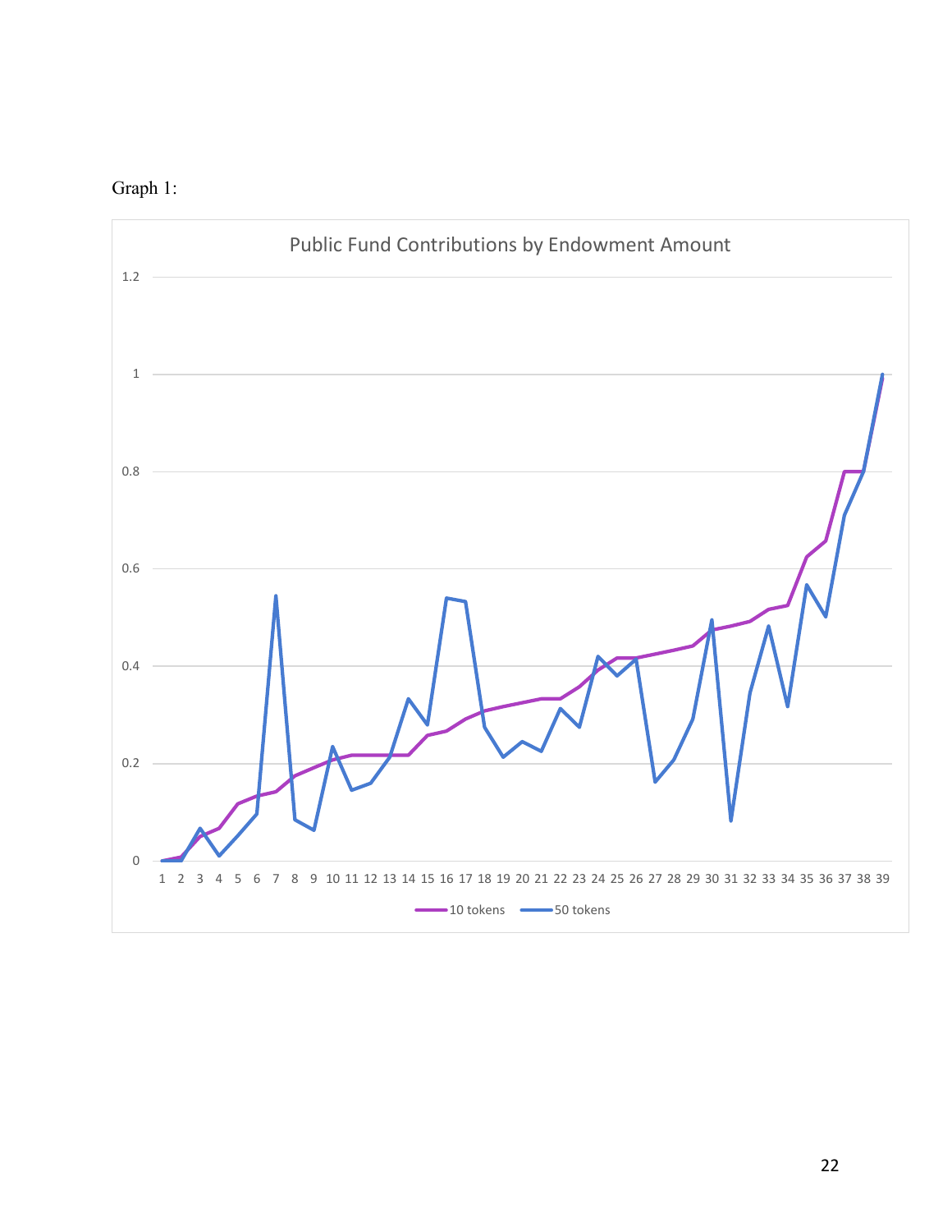Graph 1:

Public Fund Contributions by Endowment Amount

1.2

1

0.8

0.6

0.4

0.2

0

1 2 3 4 5 6 7 8 9 10 11 12 13 14 15 16 17 18 19 20 21 22 23 24 25 26 27 28 29 30 31 32 33 34 35 36 37 38 39

10 tokens   50 tokens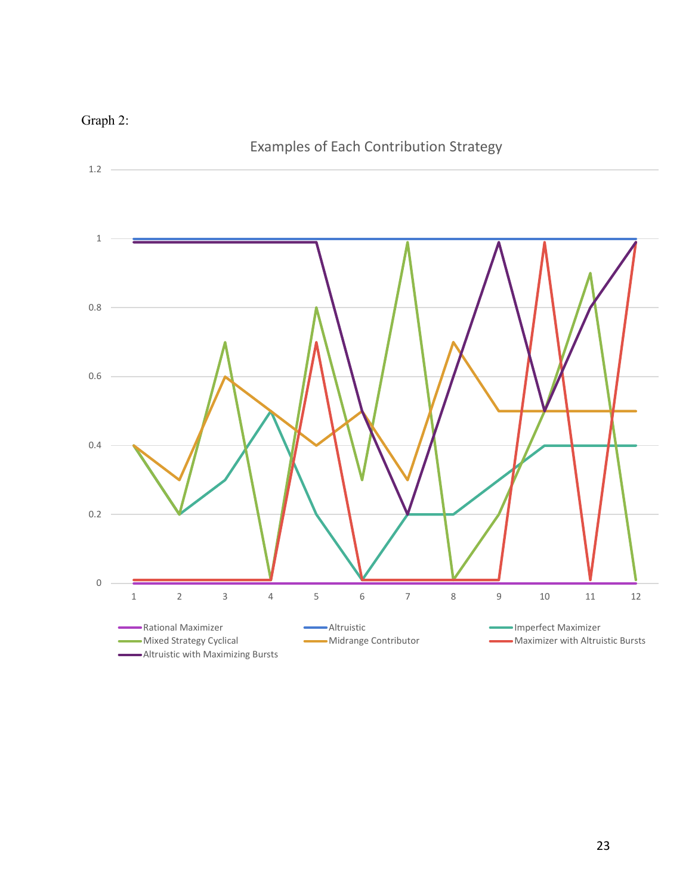Graph 2:

Examples of Each Contribution Strategy

| | 1 | 2 | 3 | 4 | 5 | 6 | 7 | 8 | 9 | 10 | 11 | 12 |
|---|---|---|---|---|---|---|---|---|---|---|---|---|
| Rational Maximizer | 0 | 0 | 0 | 0 | 0 | 0 | 0 | 0 | 0 | 0 | 0 | 0 |
| Altruistic | 1 | 1 | 1 | 1 | 1 | 1 | 1 | 1 | 1 | 1 | 1 | 1 |
| Imperfect Maximizer | 0.4 | 0.2 | 0.3 | 0.5 | 0.2 | 0.01 | 0.2 | 0.2 | 0.3 | 0.4 | 0.4 | 0.4 |
| Mixed Strategy Cyclical | 0.4 | 0.2 | 0.7 | 0.01 | 0.8 | 0.3 | 0.99 | 0.01 | 0.2 | 0.5 | 0.9 | 0.01 |
| Midrange Contributor | 0.4 | 0.3 | 0.6 | 0.5 | 0.4 | 0.5 | 0.3 | 0.7 | 0.5 | 0.5 | 0.5 | 0.5 |
| Maximizer with Altruistic Bursts | 0.01 | 0.01 | 0.01 | 0.01 | 0.7 | 0.01 | 0.01 | 0.01 | 0.01 | 0.99 | 0.01 | 0.99 |
| Altruistic with Maximizing Bursts | 0.99 | 0.99 | 0.99 | 0.99 | 0.99 | 0.5 | 0.2 | 0.6 | 0.99 | 0.5 | 0.8 | 0.99 |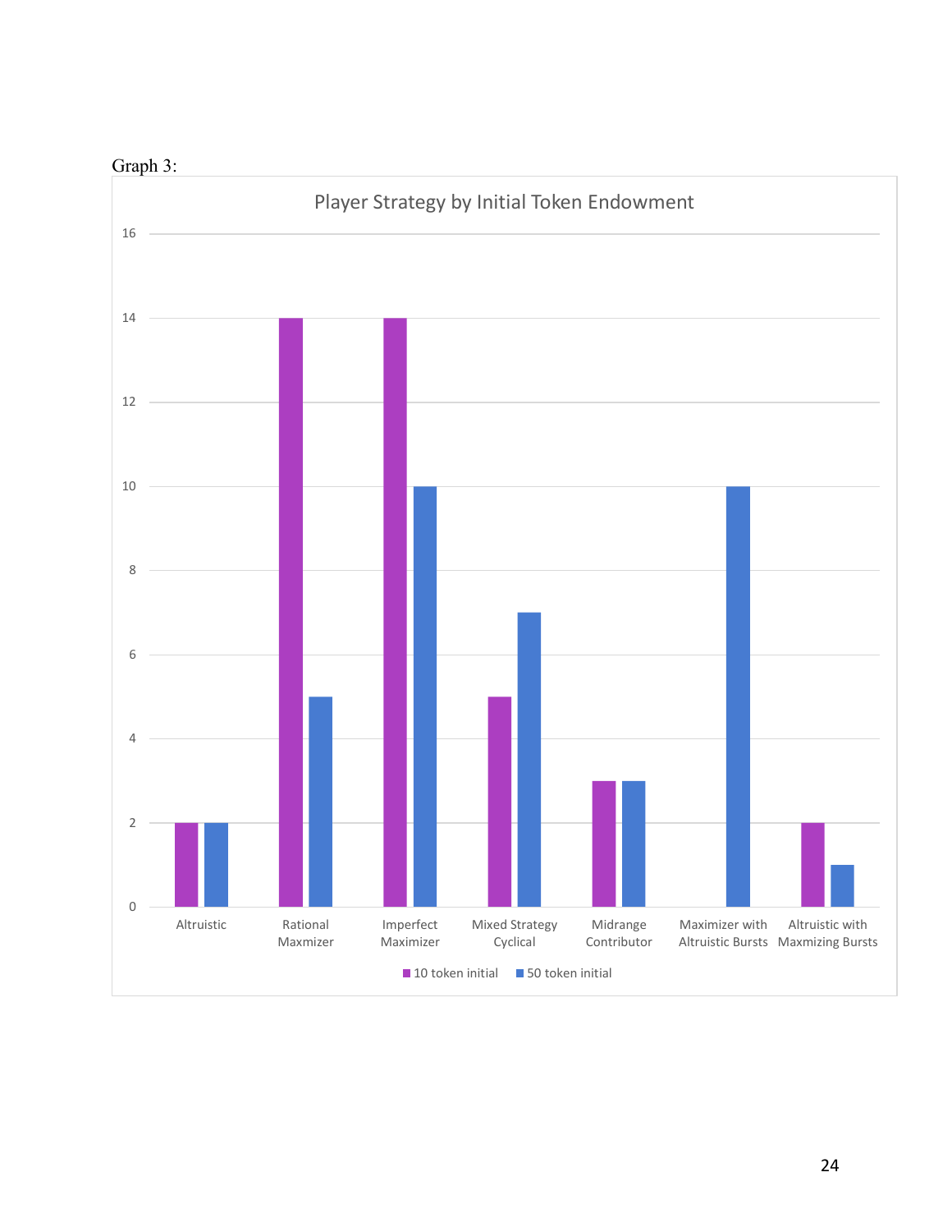Graph 3:

Player Strategy by Initial Token Endowment

| Strategy | 10 token initial | 50 token initial |
|---|---|---|
| Altruistic | 2 | 2 |
| Rational Maxmizer | 14 | 5 |
| Imperfect Maximizer | 14 | 10 |
| Mixed Strategy Cyclical | 5 | 7 |
| Midrange Contributor | 3 | 3 |
| Maximizer with Altruistic Bursts | 0 | 10 |
| Altruistic with Maxmizing Bursts | 2 | 1 |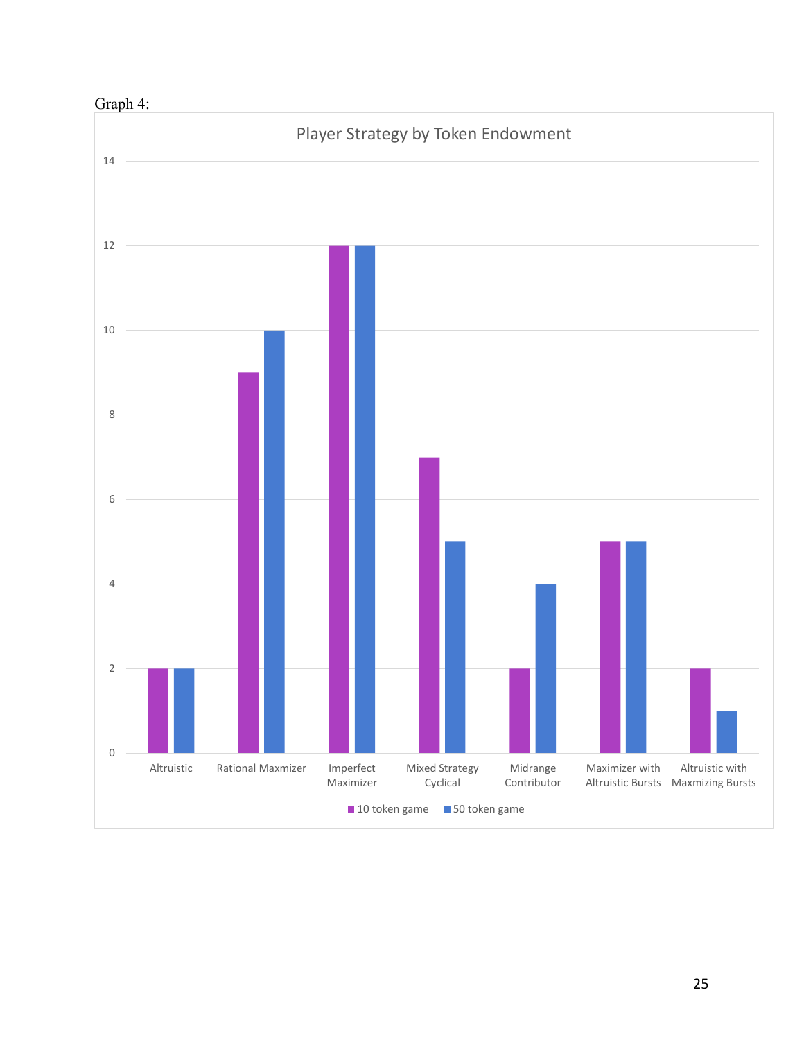Graph 4:

Player Strategy by Token Endowment

| Strategy | 10 token game | 50 token game |
|---|---|---|
| Altruistic | 2 | 2 |
| Rational Maxmizer | 9 | 10 |
| Imperfect Maximizer | 12 | 12 |
| Mixed Strategy Cyclical | 7 | 5 |
| Midrange Contributor | 2 | 4 |
| Maximizer with Altruistic Bursts | 5 | 5 |
| Altruistic with Maxmizing Bursts | 2 | 1 |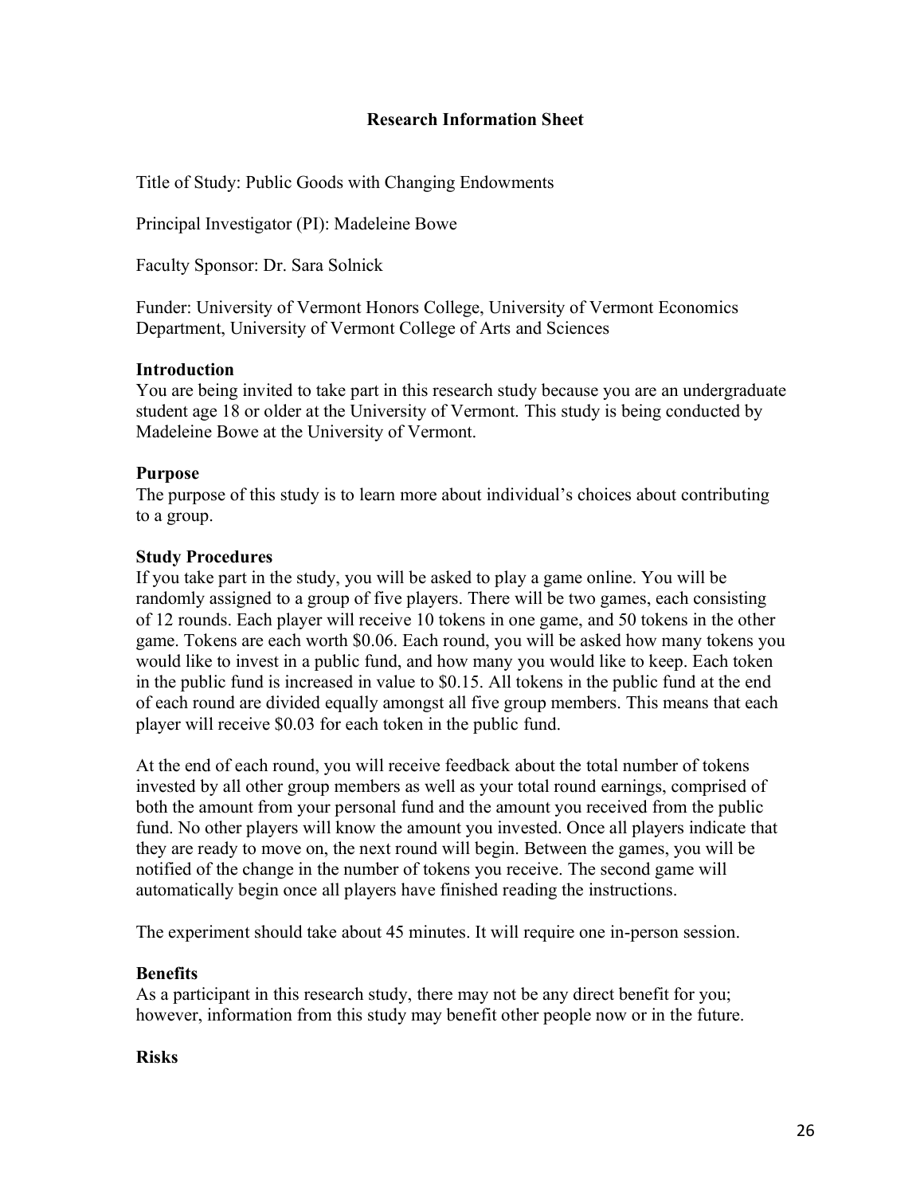# Research Information Sheet

Title of Study: Public Goods with Changing Endowments

Principal Investigator (PI): Madeleine Bowe

Faculty Sponsor: Dr. Sara Solnick

Funder: University of Vermont Honors College, University of Vermont Economics Department, University of Vermont College of Arts and Sciences

**Introduction**

You are being invited to take part in this research study because you are an undergraduate student age 18 or older at the University of Vermont. This study is being conducted by Madeleine Bowe at the University of Vermont.

**Purpose**

The purpose of this study is to learn more about individual's choices about contributing to a group.

**Study Procedures**

If you take part in the study, you will be asked to play a game online. You will be randomly assigned to a group of five players. There will be two games, each consisting of 12 rounds. Each player will receive 10 tokens in one game, and 50 tokens in the other game. Tokens are each worth $0.06. Each round, you will be asked how many tokens you would like to invest in a public fund, and how many you would like to keep. Each token in the public fund is increased in value to $0.15. All tokens in the public fund at the end of each round are divided equally amongst all five group members. This means that each player will receive $0.03 for each token in the public fund.

At the end of each round, you will receive feedback about the total number of tokens invested by all other group members as well as your total round earnings, comprised of both the amount from your personal fund and the amount you received from the public fund. No other players will know the amount you invested. Once all players indicate that they are ready to move on, the next round will begin. Between the games, you will be notified of the change in the number of tokens you receive. The second game will automatically begin once all players have finished reading the instructions.

The experiment should take about 45 minutes. It will require one in-person session.

**Benefits**

As a participant in this research study, there may not be any direct benefit for you; however, information from this study may benefit other people now or in the future.

**Risks**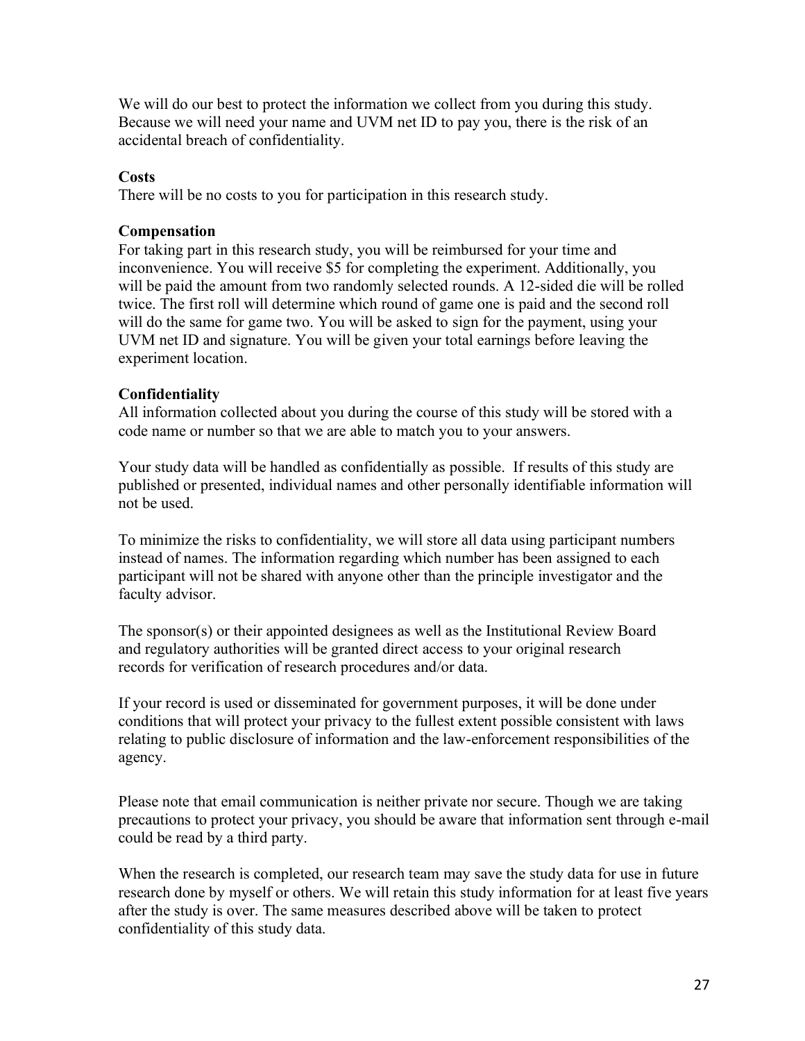We will do our best to protect the information we collect from you during this study. Because we will need your name and UVM net ID to pay you, there is the risk of an accidental breach of confidentiality.

**Costs**

There will be no costs to you for participation in this research study.

**Compensation**

For taking part in this research study, you will be reimbursed for your time and inconvenience. You will receive $5 for completing the experiment. Additionally, you will be paid the amount from two randomly selected rounds. A 12-sided die will be rolled twice. The first roll will determine which round of game one is paid and the second roll will do the same for game two. You will be asked to sign for the payment, using your UVM net ID and signature. You will be given your total earnings before leaving the experiment location.

**Confidentiality**

All information collected about you during the course of this study will be stored with a code name or number so that we are able to match you to your answers.

Your study data will be handled as confidentially as possible. If results of this study are published or presented, individual names and other personally identifiable information will not be used.

To minimize the risks to confidentiality, we will store all data using participant numbers instead of names. The information regarding which number has been assigned to each participant will not be shared with anyone other than the principle investigator and the faculty advisor.

The sponsor(s) or their appointed designees as well as the Institutional Review Board and regulatory authorities will be granted direct access to your original research records for verification of research procedures and/or data.

If your record is used or disseminated for government purposes, it will be done under conditions that will protect your privacy to the fullest extent possible consistent with laws relating to public disclosure of information and the law-enforcement responsibilities of the agency.

Please note that email communication is neither private nor secure. Though we are taking precautions to protect your privacy, you should be aware that information sent through e-mail could be read by a third party.

When the research is completed, our research team may save the study data for use in future research done by myself or others. We will retain this study information for at least five years after the study is over. The same measures described above will be taken to protect confidentiality of this study data.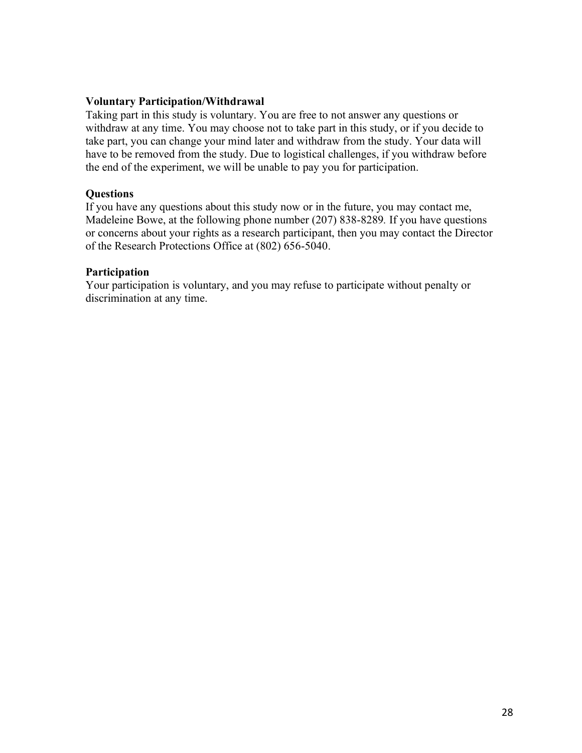**Voluntary Participation/Withdrawal**

Taking part in this study is voluntary. You are free to not answer any questions or withdraw at any time. You may choose not to take part in this study, or if you decide to take part, you can change your mind later and withdraw from the study. Your data will have to be removed from the study. Due to logistical challenges, if you withdraw before the end of the experiment, we will be unable to pay you for participation.

**Questions**

If you have any questions about this study now or in the future, you may contact me, Madeleine Bowe, at the following phone number (207) 838-8289. If you have questions or concerns about your rights as a research participant, then you may contact the Director of the Research Protections Office at (802) 656-5040.

**Participation**

Your participation is voluntary, and you may refuse to participate without penalty or discrimination at any time.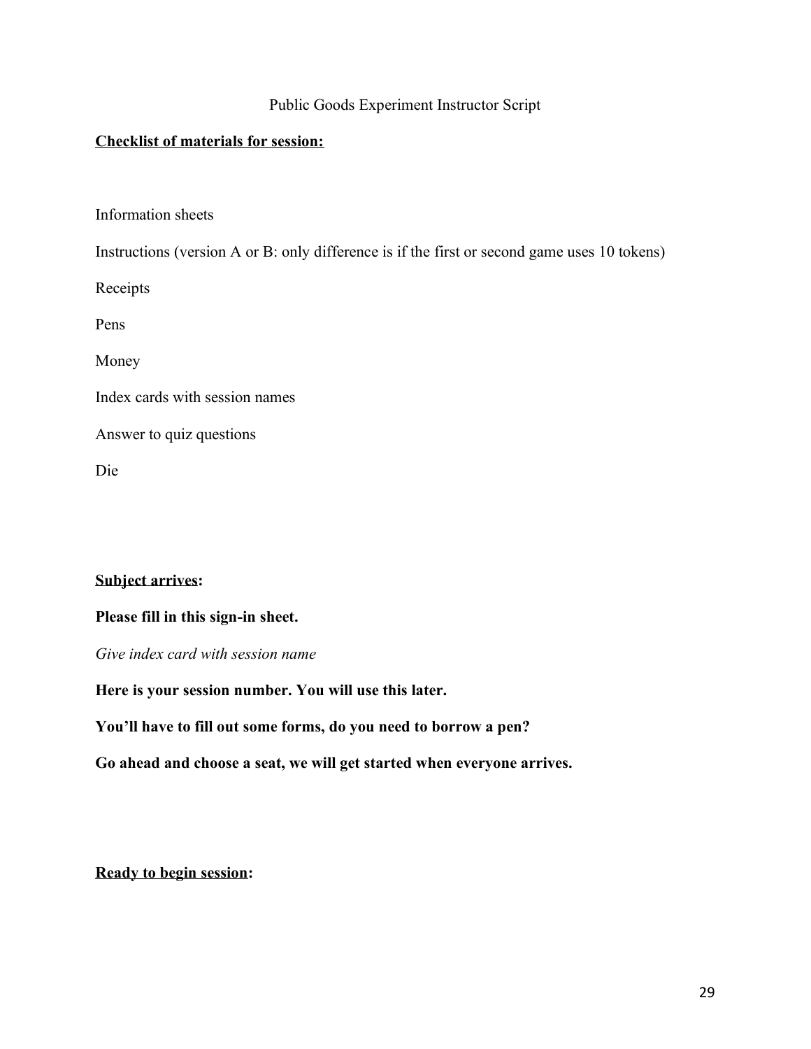Public Goods Experiment Instructor Script

**Checklist of materials for session:**

Information sheets

Instructions (version A or B: only difference is if the first or second game uses 10 tokens)

Receipts

Pens

Money

Index cards with session names

Answer to quiz questions

Die

**Subject arrives:**

**Please fill in this sign-in sheet.**

*Give index card with session name*

**Here is your session number. You will use this later.**

**You'll have to fill out some forms, do you need to borrow a pen?**

**Go ahead and choose a seat, we will get started when everyone arrives.**

**Ready to begin session:**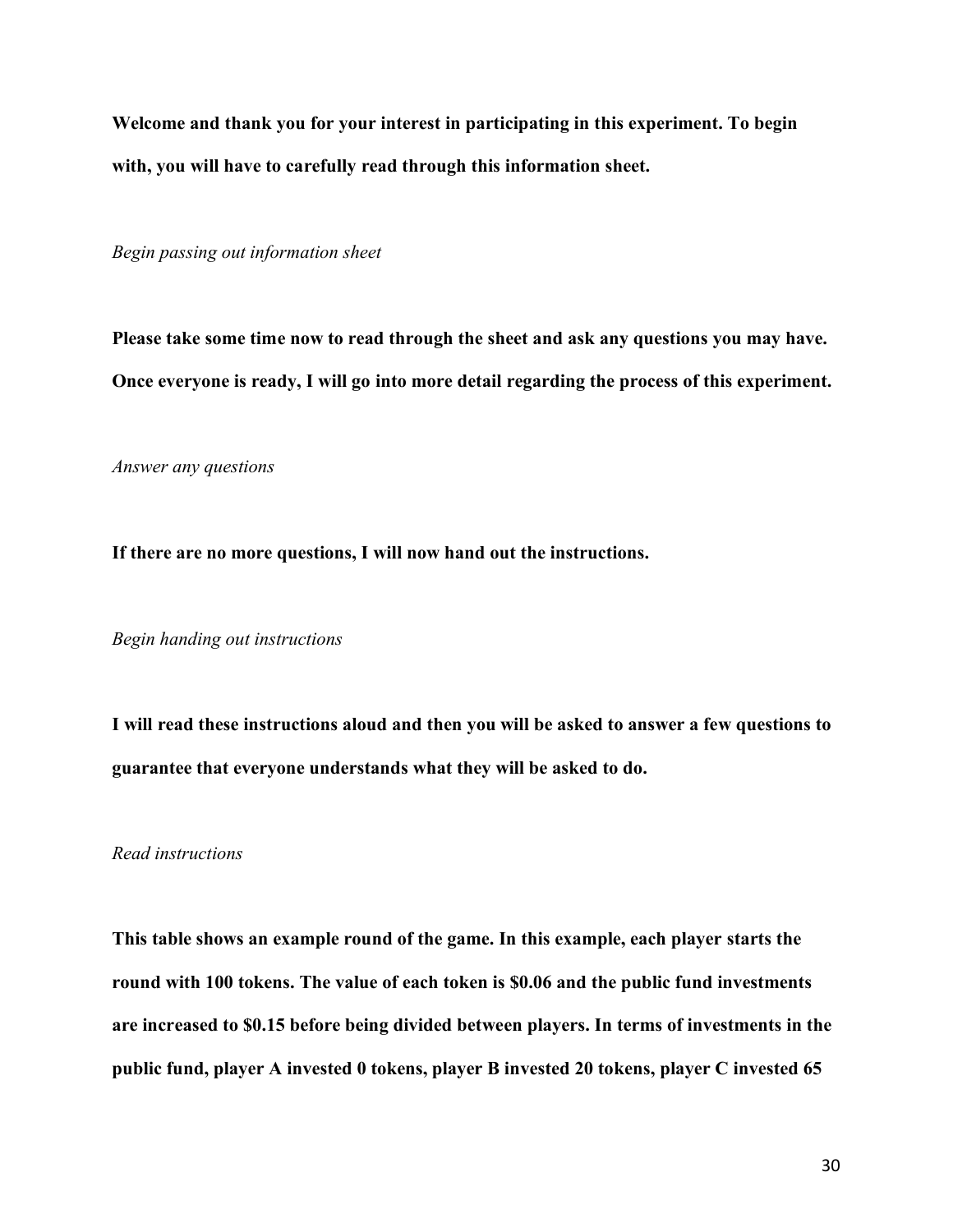**Welcome and thank you for your interest in participating in this experiment. To begin with, you will have to carefully read through this information sheet.**

*Begin passing out information sheet*

**Please take some time now to read through the sheet and ask any questions you may have. Once everyone is ready, I will go into more detail regarding the process of this experiment.**

*Answer any questions*

**If there are no more questions, I will now hand out the instructions.**

*Begin handing out instructions*

**I will read these instructions aloud and then you will be asked to answer a few questions to guarantee that everyone understands what they will be asked to do.**

*Read instructions*

**This table shows an example round of the game. In this example, each player starts the round with 100 tokens. The value of each token is $0.06 and the public fund investments are increased to $0.15 before being divided between players. In terms of investments in the public fund, player A invested 0 tokens, player B invested 20 tokens, player C invested 65**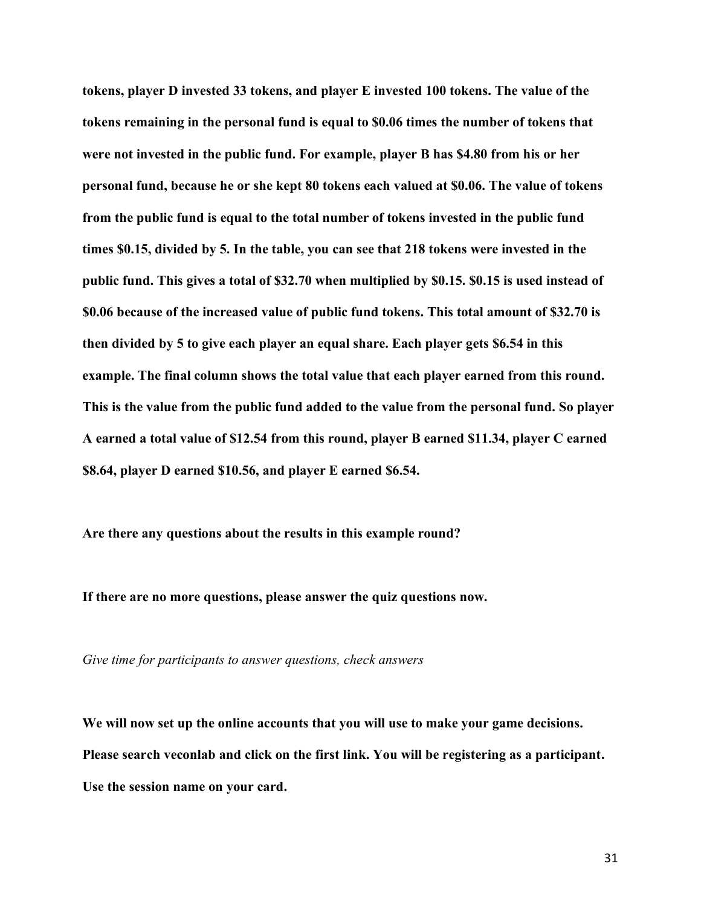**tokens, player D invested 33 tokens, and player E invested 100 tokens. The value of the tokens remaining in the personal fund is equal to $0.06 times the number of tokens that were not invested in the public fund. For example, player B has $4.80 from his or her personal fund, because he or she kept 80 tokens each valued at $0.06. The value of tokens from the public fund is equal to the total number of tokens invested in the public fund times $0.15, divided by 5. In the table, you can see that 218 tokens were invested in the public fund. This gives a total of $32.70 when multiplied by $0.15. $0.15 is used instead of $0.06 because of the increased value of public fund tokens. This total amount of $32.70 is then divided by 5 to give each player an equal share. Each player gets $6.54 in this example. The final column shows the total value that each player earned from this round. This is the value from the public fund added to the value from the personal fund. So player A earned a total value of $12.54 from this round, player B earned $11.34, player C earned $8.64, player D earned $10.56, and player E earned $6.54.**

**Are there any questions about the results in this example round?**

**If there are no more questions, please answer the quiz questions now.**

*Give time for participants to answer questions, check answers*

**We will now set up the online accounts that you will use to make your game decisions. Please search veconlab and click on the first link. You will be registering as a participant. Use the session name on your card.**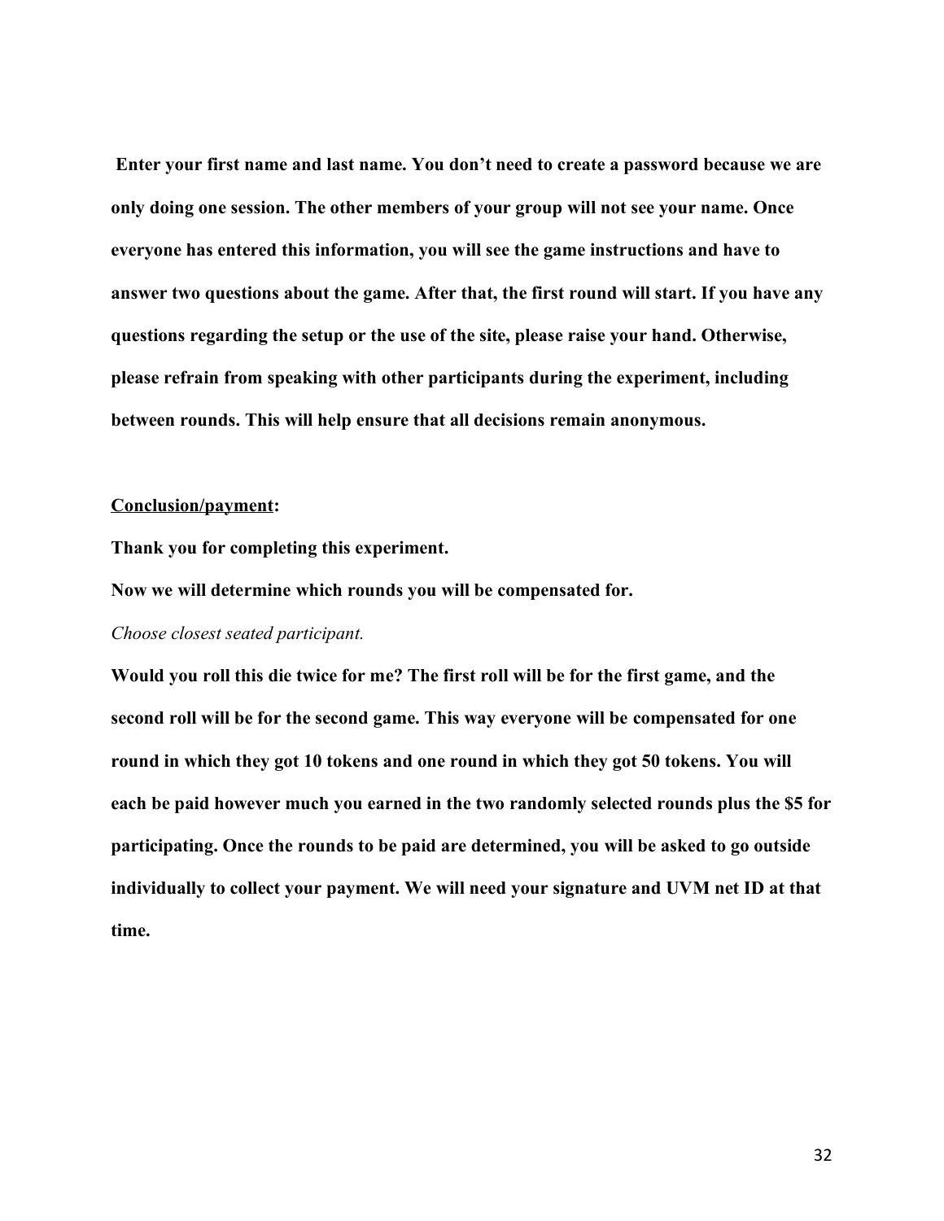**Enter your first name and last name. You don’t need to create a password because we are only doing one session. The other members of your group will not see your name. Once everyone has entered this information, you will see the game instructions and have to answer two questions about the game. After that, the first round will start. If you have any questions regarding the setup or the use of the site, please raise your hand. Otherwise, please refrain from speaking with other participants during the experiment, including between rounds. This will help ensure that all decisions remain anonymous.**

**<u>Conclusion/payment</u>:**

**Thank you for completing this experiment.**

**Now we will determine which rounds you will be compensated for.**

*Choose closest seated participant.*

**Would you roll this die twice for me? The first roll will be for the first game, and the second roll will be for the second game. This way everyone will be compensated for one round in which they got 10 tokens and one round in which they got 50 tokens. You will each be paid however much you earned in the two randomly selected rounds plus the $5 for participating. Once the rounds to be paid are determined, you will be asked to go outside individually to collect your payment. We will need your signature and UVM net ID at that time.**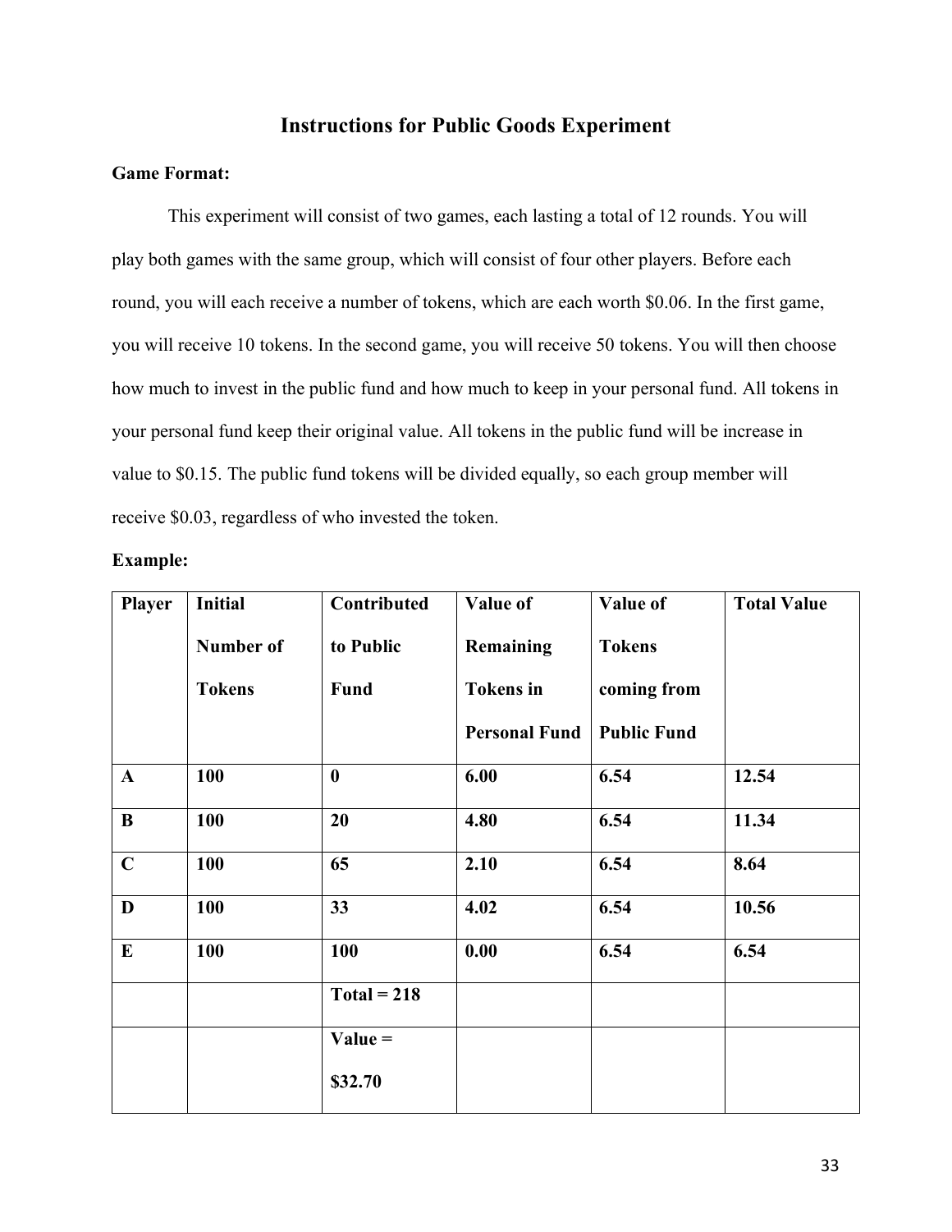## Instructions for Public Goods Experiment

**Game Format:**

This experiment will consist of two games, each lasting a total of 12 rounds. You will play both games with the same group, which will consist of four other players. Before each round, you will each receive a number of tokens, which are each worth \$0.06. In the first game, you will receive 10 tokens. In the second game, you will receive 50 tokens. You will then choose how much to invest in the public fund and how much to keep in your personal fund. All tokens in your personal fund keep their original value. All tokens in the public fund will be increase in value to \$0.15. The public fund tokens will be divided equally, so each group member will receive \$0.03, regardless of who invested the token.

**Example:**

| Player | Initial Number of Tokens | Contributed to Public Fund | Value of Remaining Tokens in Personal Fund | Value of Tokens coming from Public Fund | Total Value |
|---|---|---|---|---|---|
| A | 100 | 0 | 6.00 | 6.54 | 12.54 |
| B | 100 | 20 | 4.80 | 6.54 | 11.34 |
| C | 100 | 65 | 2.10 | 6.54 | 8.64 |
| D | 100 | 33 | 4.02 | 6.54 | 10.56 |
| E | 100 | 100 | 0.00 | 6.54 | 6.54 |
| | | Total = 218 | | | |
| | | Value = \$32.70 | | | |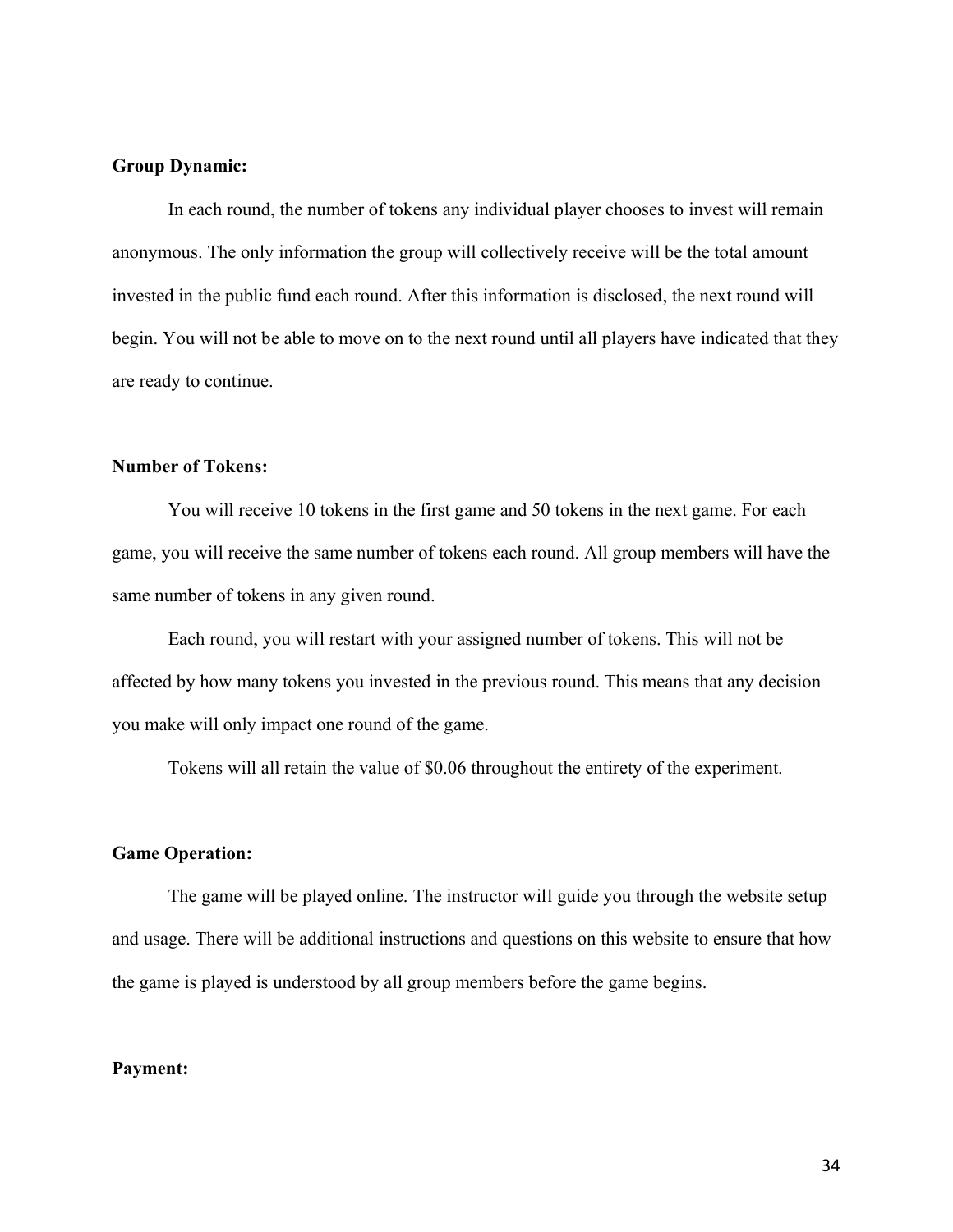**Group Dynamic:**

In each round, the number of tokens any individual player chooses to invest will remain anonymous. The only information the group will collectively receive will be the total amount invested in the public fund each round. After this information is disclosed, the next round will begin. You will not be able to move on to the next round until all players have indicated that they are ready to continue.

**Number of Tokens:**

You will receive 10 tokens in the first game and 50 tokens in the next game. For each game, you will receive the same number of tokens each round. All group members will have the same number of tokens in any given round.

Each round, you will restart with your assigned number of tokens. This will not be affected by how many tokens you invested in the previous round. This means that any decision you make will only impact one round of the game.

Tokens will all retain the value of $0.06 throughout the entirety of the experiment.

**Game Operation:**

The game will be played online. The instructor will guide you through the website setup and usage. There will be additional instructions and questions on this website to ensure that how the game is played is understood by all group members before the game begins.

**Payment:**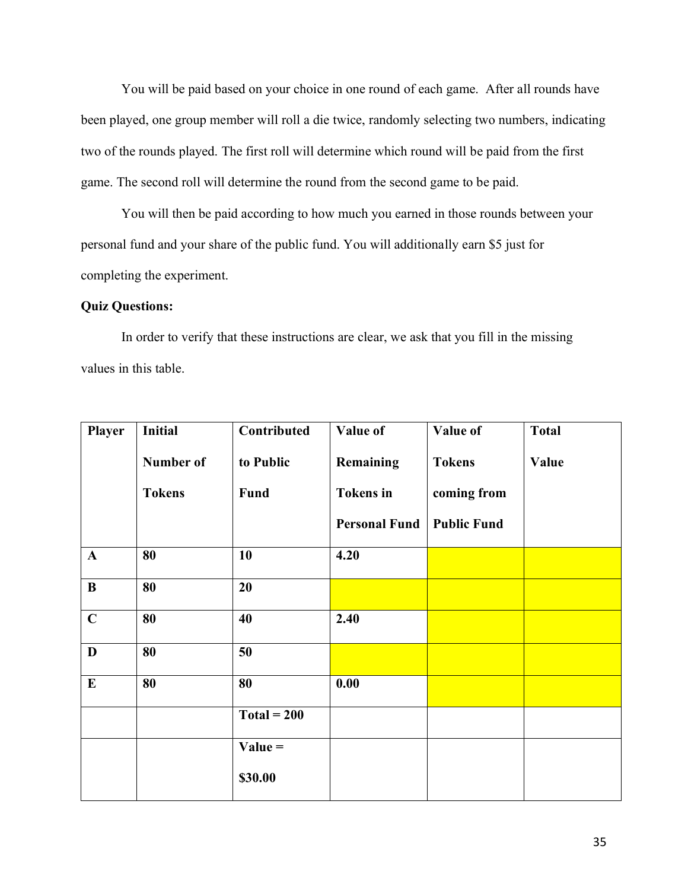You will be paid based on your choice in one round of each game. After all rounds have been played, one group member will roll a die twice, randomly selecting two numbers, indicating two of the rounds played. The first roll will determine which round will be paid from the first game. The second roll will determine the round from the second game to be paid.

You will then be paid according to how much you earned in those rounds between your personal fund and your share of the public fund. You will additionally earn $5 just for completing the experiment.

**Quiz Questions:**

In order to verify that these instructions are clear, we ask that you fill in the missing values in this table.

| Player | Initial Number of Tokens | Contributed to Public Fund | Value of Remaining Tokens in Personal Fund | Value of Tokens coming from Public Fund | Total Value |
|---|---|---|---|---|---|
| **A** | **80** | **10** | **4.20** | | |
| **B** | **80** | **20** | | | |
| **C** | **80** | **40** | **2.40** | | |
| **D** | **80** | **50** | | | |
| **E** | **80** | **80** | **0.00** | | |
| | | **Total = 200** | | | |
| | | **Value = $30.00** | | | |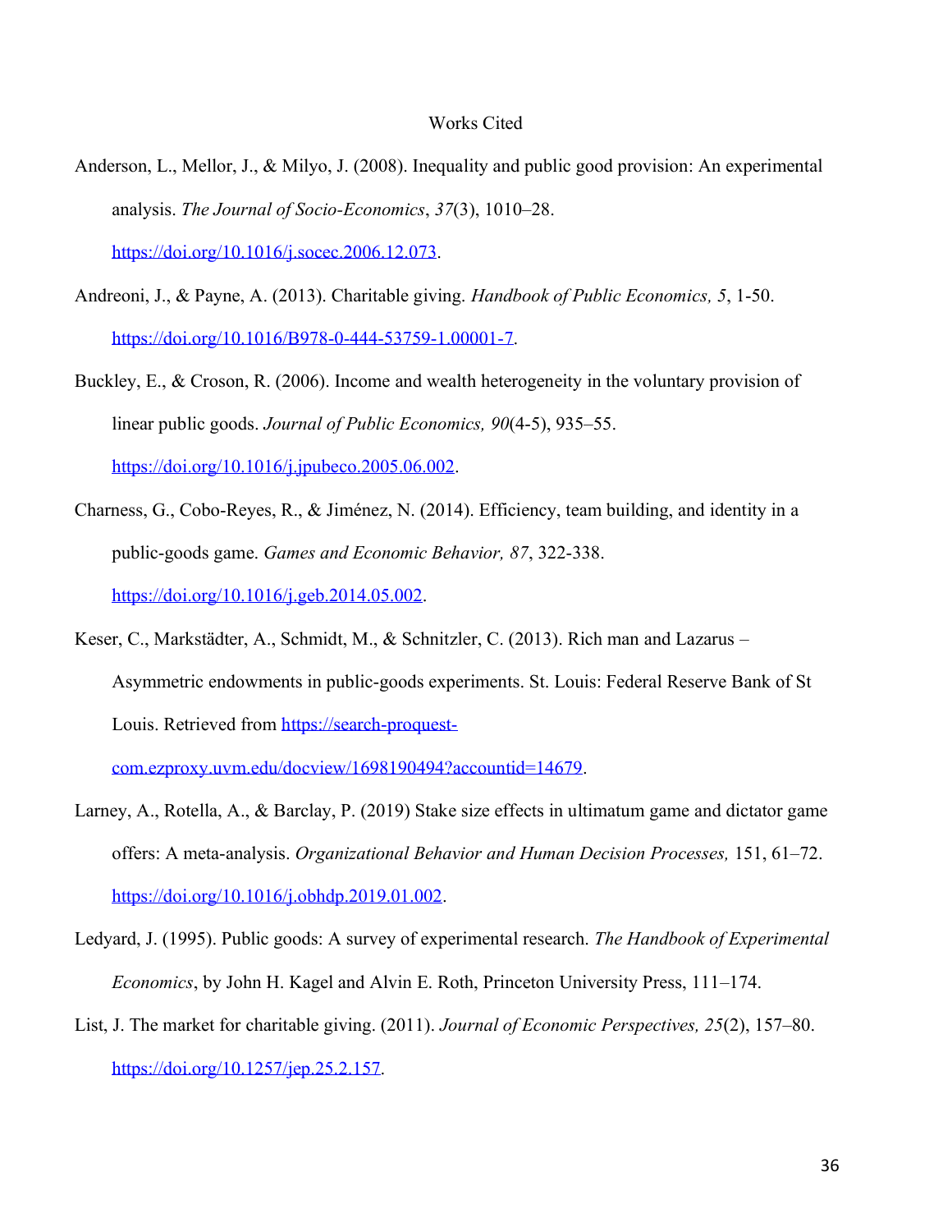# Works Cited

Anderson, L., Mellor, J., & Milyo, J. (2008). Inequality and public good provision: An experimental analysis. *The Journal of Socio-Economics*, *37*(3), 1010–28. https://doi.org/10.1016/j.socec.2006.12.073.

Andreoni, J., & Payne, A. (2013). Charitable giving. *Handbook of Public Economics, 5*, 1-50. https://doi.org/10.1016/B978-0-444-53759-1.00001-7.

Buckley, E., & Croson, R. (2006). Income and wealth heterogeneity in the voluntary provision of linear public goods. *Journal of Public Economics, 90*(4-5), 935–55. https://doi.org/10.1016/j.jpubeco.2005.06.002.

Charness, G., Cobo-Reyes, R., & Jiménez, N. (2014). Efficiency, team building, and identity in a public-goods game. *Games and Economic Behavior, 87*, 322-338. https://doi.org/10.1016/j.geb.2014.05.002.

Keser, C., Markstädter, A., Schmidt, M., & Schnitzler, C. (2013). Rich man and Lazarus – Asymmetric endowments in public-goods experiments. St. Louis: Federal Reserve Bank of St Louis. Retrieved from https://search-proquest-com.ezproxy.uvm.edu/docview/1698190494?accountid=14679.

Larney, A., Rotella, A., & Barclay, P. (2019) Stake size effects in ultimatum game and dictator game offers: A meta-analysis. *Organizational Behavior and Human Decision Processes,* 151, 61–72. https://doi.org/10.1016/j.obhdp.2019.01.002.

Ledyard, J. (1995). Public goods: A survey of experimental research. *The Handbook of Experimental Economics*, by John H. Kagel and Alvin E. Roth, Princeton University Press, 111–174.

List, J. The market for charitable giving. (2011). *Journal of Economic Perspectives, 25*(2), 157–80. https://doi.org/10.1257/jep.25.2.157.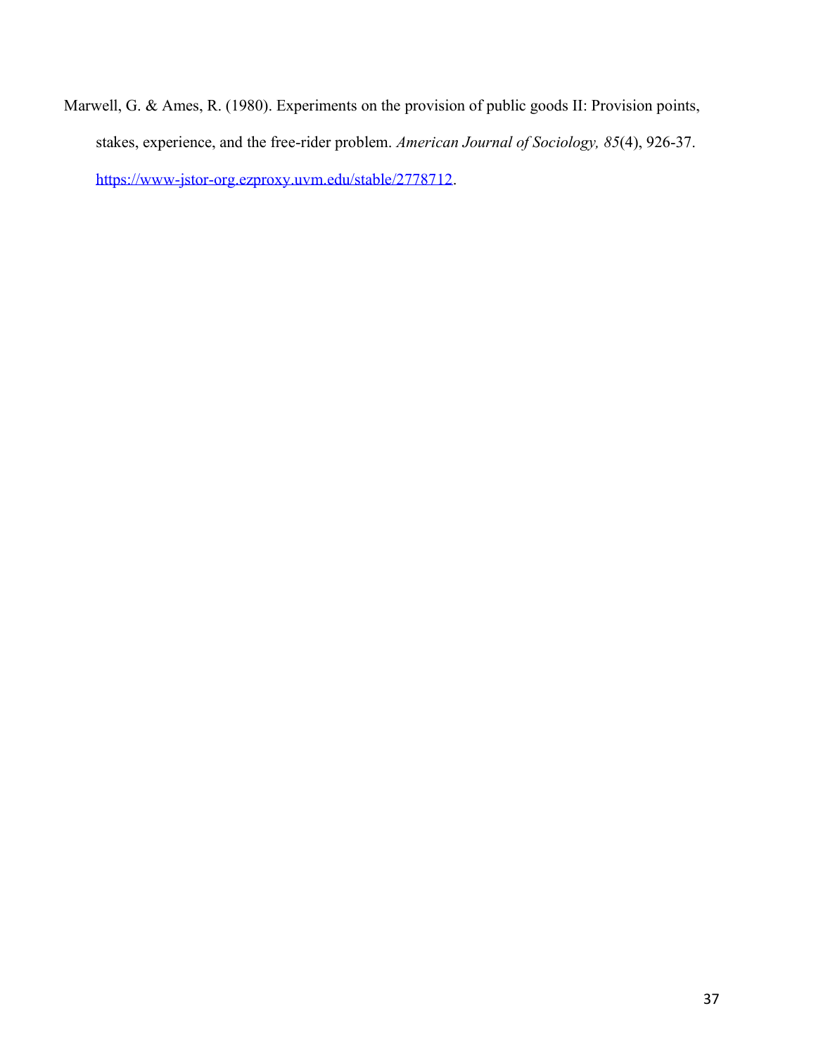Marwell, G. & Ames, R. (1980). Experiments on the provision of public goods II: Provision points, stakes, experience, and the free-rider problem. *American Journal of Sociology, 85*(4), 926-37. https://www-jstor-org.ezproxy.uvm.edu/stable/2778712.